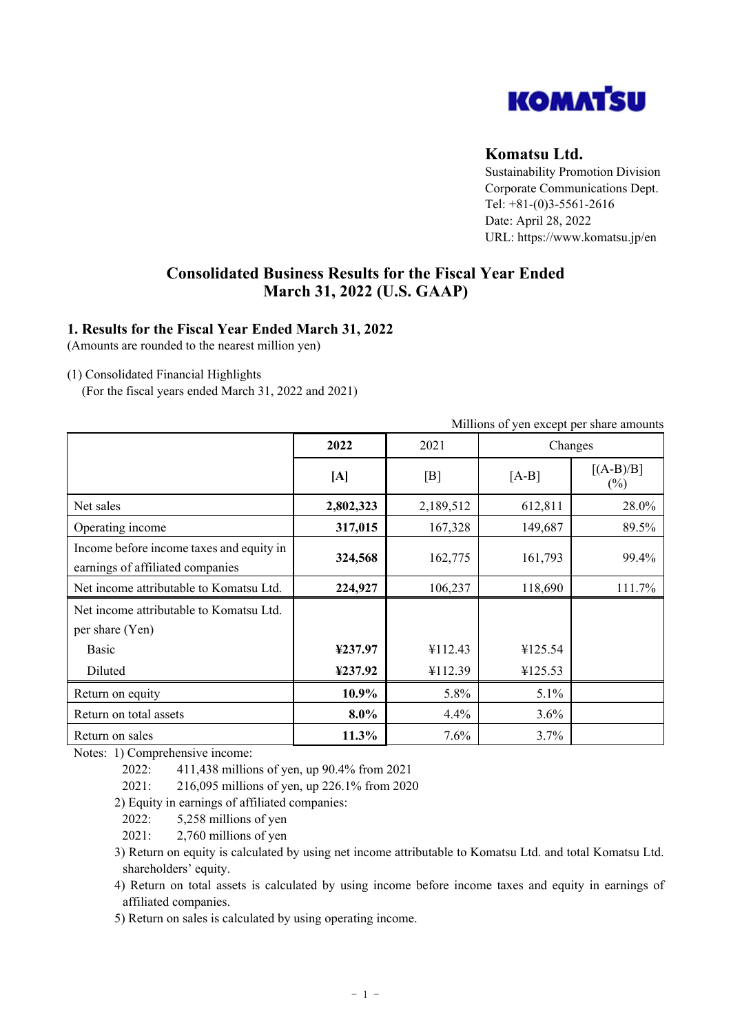**Komatsu Ltd.**
Sustainability Promotion Division
Corporate Communications Dept.
Tel: +81-(0)3-5561-2616
Date: April 28, 2022
URL: https://www.komatsu.jp/en

# Consolidated Business Results for the Fiscal Year Ended March 31, 2022 (U.S. GAAP)

## 1. Results for the Fiscal Year Ended March 31, 2022

(Amounts are rounded to the nearest million yen)

(1) Consolidated Financial Highlights
(For the fiscal years ended March 31, 2022 and 2021)

Millions of yen except per share amounts

| | **2022** | 2021 | Changes | |
|---|---|---|---|---|
| | **[A]** | [B] | [A-B] | [(A-B)/B] (%) |
| Net sales | **2,802,323** | 2,189,512 | 612,811 | 28.0% |
| Operating income | **317,015** | 167,328 | 149,687 | 89.5% |
| Income before income taxes and equity in earnings of affiliated companies | **324,568** | 162,775 | 161,793 | 99.4% |
| Net income attributable to Komatsu Ltd. | **224,927** | 106,237 | 118,690 | 111.7% |
| Net income attributable to Komatsu Ltd. per share (Yen) | | | | |
| Basic | **¥237.97** | ¥112.43 | ¥125.54 | |
| Diluted | **¥237.92** | ¥112.39 | ¥125.53 | |
| Return on equity | **10.9%** | 5.8% | 5.1% | |
| Return on total assets | **8.0%** | 4.4% | 3.6% | |
| Return on sales | **11.3%** | 7.6% | 3.7% | |

Notes: 1) Comprehensive income:
2022: 411,438 millions of yen, up 90.4% from 2021
2021: 216,095 millions of yen, up 226.1% from 2020
2) Equity in earnings of affiliated companies:
2022: 5,258 millions of yen
2021: 2,760 millions of yen
3) Return on equity is calculated by using net income attributable to Komatsu Ltd. and total Komatsu Ltd. shareholders' equity.
4) Return on total assets is calculated by using income before income taxes and equity in earnings of affiliated companies.
5) Return on sales is calculated by using operating income.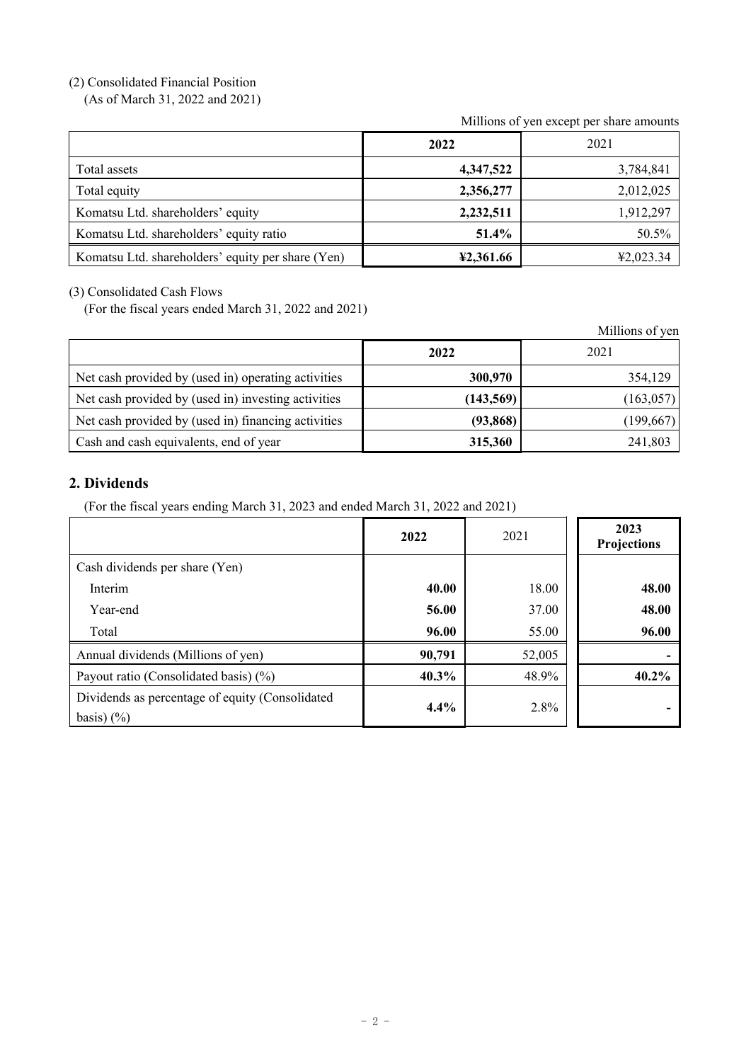(2) Consolidated Financial Position
(As of March 31, 2022 and 2021)

Millions of yen except per share amounts

| | 2022 | 2021 |
|---|---|---|
| Total assets | **4,347,522** | 3,784,841 |
| Total equity | **2,356,277** | 2,012,025 |
| Komatsu Ltd. shareholders' equity | **2,232,511** | 1,912,297 |
| Komatsu Ltd. shareholders' equity ratio | **51.4%** | 50.5% |
| Komatsu Ltd. shareholders' equity per share (Yen) | **¥2,361.66** | ¥2,023.34 |

(3) Consolidated Cash Flows
(For the fiscal years ended March 31, 2022 and 2021)

Millions of yen

| | 2022 | 2021 |
|---|---|---|
| Net cash provided by (used in) operating activities | **300,970** | 354,129 |
| Net cash provided by (used in) investing activities | **(143,569)** | (163,057) |
| Net cash provided by (used in) financing activities | **(93,868)** | (199,667) |
| Cash and cash equivalents, end of year | **315,360** | 241,803 |

## 2. Dividends

(For the fiscal years ending March 31, 2023 and ended March 31, 2022 and 2021)

| | 2022 | 2021 | 2023 Projections |
|---|---|---|---|
| Cash dividends per share (Yen) | | | |
| Interim | **40.00** | 18.00 | **48.00** |
| Year-end | **56.00** | 37.00 | **48.00** |
| Total | **96.00** | 55.00 | **96.00** |
| Annual dividends (Millions of yen) | **90,791** | 52,005 | - |
| Payout ratio (Consolidated basis) (%) | **40.3%** | 48.9% | **40.2%** |
| Dividends as percentage of equity (Consolidated basis) (%) | **4.4%** | 2.8% | - |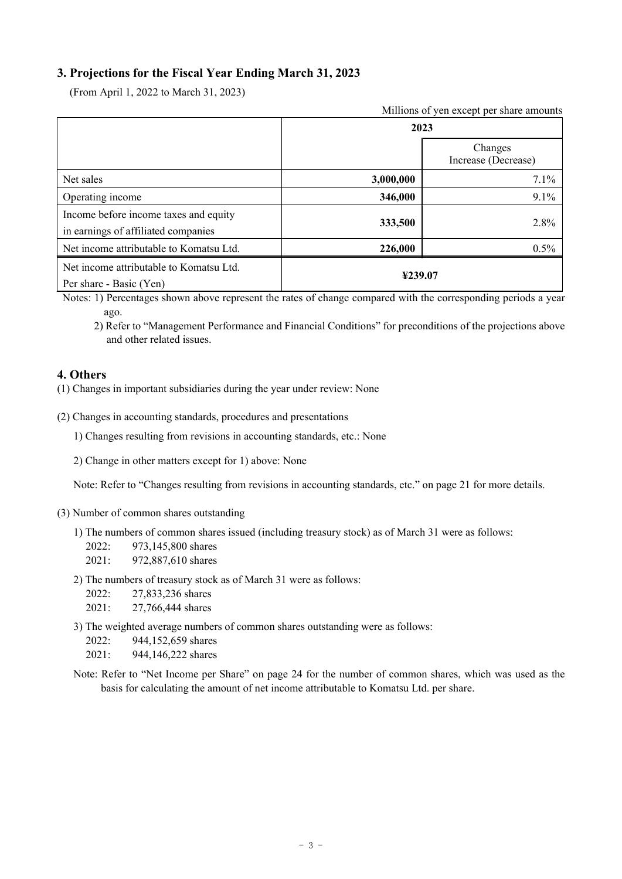## 3. Projections for the Fiscal Year Ending March 31, 2023

(From April 1, 2022 to March 31, 2023)

Millions of yen except per share amounts

| | 2023 | |
|---|---|---|
| | | Changes Increase (Decrease) |
| Net sales | **3,000,000** | 7.1% |
| Operating income | **346,000** | 9.1% |
| Income before income taxes and equity in earnings of affiliated companies | **333,500** | 2.8% |
| Net income attributable to Komatsu Ltd. | **226,000** | 0.5% |
| Net income attributable to Komatsu Ltd. Per share - Basic (Yen) | **¥239.07** | |

Notes: 1) Percentages shown above represent the rates of change compared with the corresponding periods a year ago.

2) Refer to "Management Performance and Financial Conditions" for preconditions of the projections above and other related issues.

## 4. Others

(1) Changes in important subsidiaries during the year under review: None

(2) Changes in accounting standards, procedures and presentations

1) Changes resulting from revisions in accounting standards, etc.: None

2) Change in other matters except for 1) above: None

Note: Refer to "Changes resulting from revisions in accounting standards, etc." on page 21 for more details.

(3) Number of common shares outstanding

1) The numbers of common shares issued (including treasury stock) as of March 31 were as follows:
   - 2022: 973,145,800 shares
   - 2021: 972,887,610 shares

2) The numbers of treasury stock as of March 31 were as follows:
   - 2022: 27,833,236 shares
   - 2021: 27,766,444 shares

3) The weighted average numbers of common shares outstanding were as follows:
   - 2022: 944,152,659 shares
   - 2021: 944,146,222 shares

Note: Refer to "Net Income per Share" on page 24 for the number of common shares, which was used as the basis for calculating the amount of net income attributable to Komatsu Ltd. per share.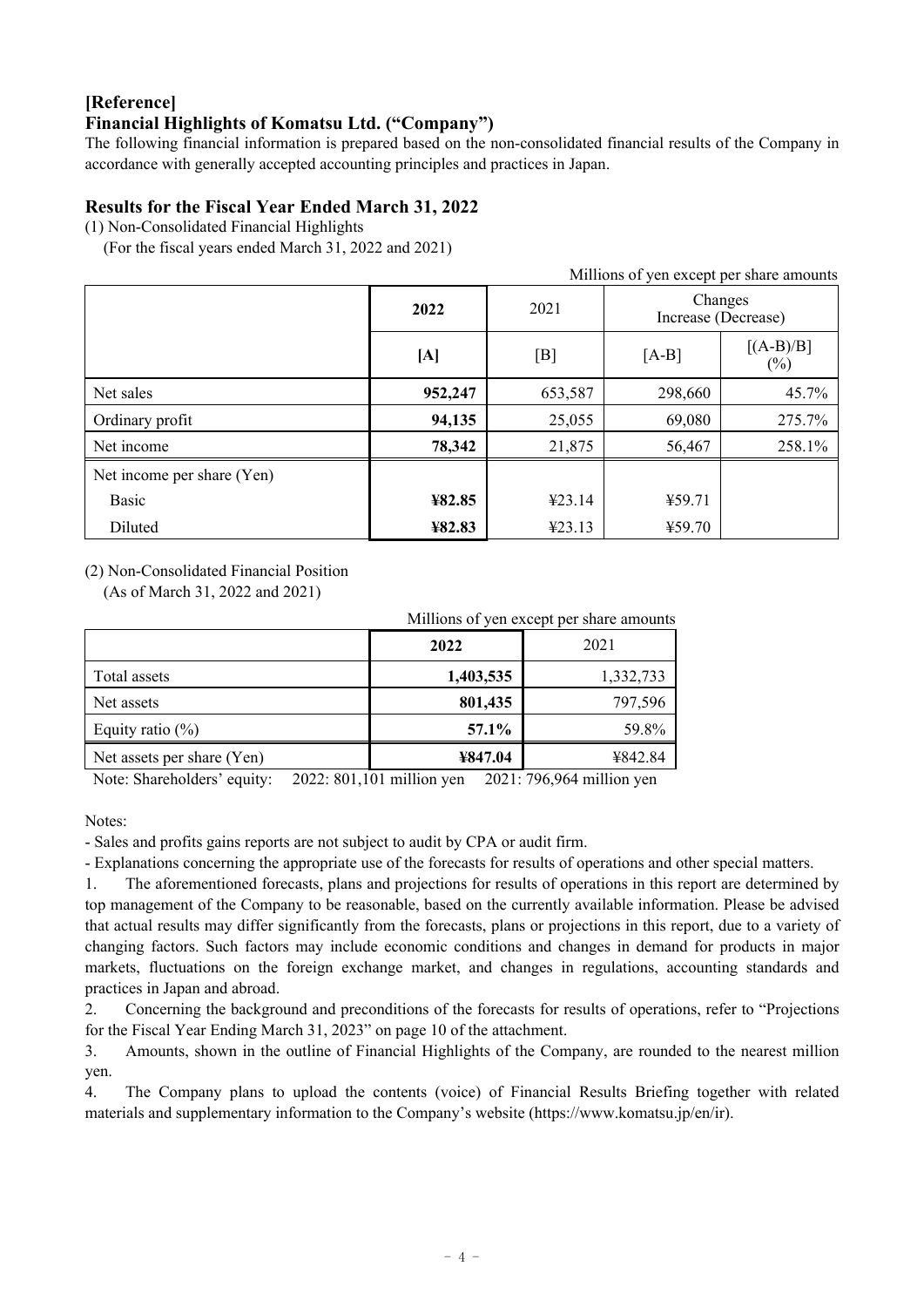**[Reference]**

## Financial Highlights of Komatsu Ltd. ("Company")

The following financial information is prepared based on the non-consolidated financial results of the Company in accordance with generally accepted accounting principles and practices in Japan.

## Results for the Fiscal Year Ended March 31, 2022

(1) Non-Consolidated Financial Highlights

(For the fiscal years ended March 31, 2022 and 2021)

Millions of yen except per share amounts

| | **2022** | 2021 | Changes Increase (Decrease) | |
|---|---|---|---|---|
| | **[A]** | [B] | [A-B] | [(A-B)/B] (%) |
| Net sales | **952,247** | 653,587 | 298,660 | 45.7% |
| Ordinary profit | **94,135** | 25,055 | 69,080 | 275.7% |
| Net income | **78,342** | 21,875 | 56,467 | 258.1% |
| Net income per share (Yen) | | | | |
| Basic | **¥82.85** | ¥23.14 | ¥59.71 | |
| Diluted | **¥82.83** | ¥23.13 | ¥59.70 | |

(2) Non-Consolidated Financial Position

(As of March 31, 2022 and 2021)

Millions of yen except per share amounts

| | **2022** | 2021 |
|---|---|---|
| Total assets | **1,403,535** | 1,332,733 |
| Net assets | **801,435** | 797,596 |
| Equity ratio (%) | **57.1%** | 59.8% |
| Net assets per share (Yen) | **¥847.04** | ¥842.84 |

Note: Shareholders' equity: 2022: 801,101 million yen 2021: 796,964 million yen

Notes:

- Sales and profits gains reports are not subject to audit by CPA or audit firm.
- Explanations concerning the appropriate use of the forecasts for results of operations and other special matters.

1. The aforementioned forecasts, plans and projections for results of operations in this report are determined by top management of the Company to be reasonable, based on the currently available information. Please be advised that actual results may differ significantly from the forecasts, plans or projections in this report, due to a variety of changing factors. Such factors may include economic conditions and changes in demand for products in major markets, fluctuations on the foreign exchange market, and changes in regulations, accounting standards and practices in Japan and abroad.
2. Concerning the background and preconditions of the forecasts for results of operations, refer to "Projections for the Fiscal Year Ending March 31, 2023" on page 10 of the attachment.
3. Amounts, shown in the outline of Financial Highlights of the Company, are rounded to the nearest million yen.
4. The Company plans to upload the contents (voice) of Financial Results Briefing together with related materials and supplementary information to the Company's website (https://www.komatsu.jp/en/ir).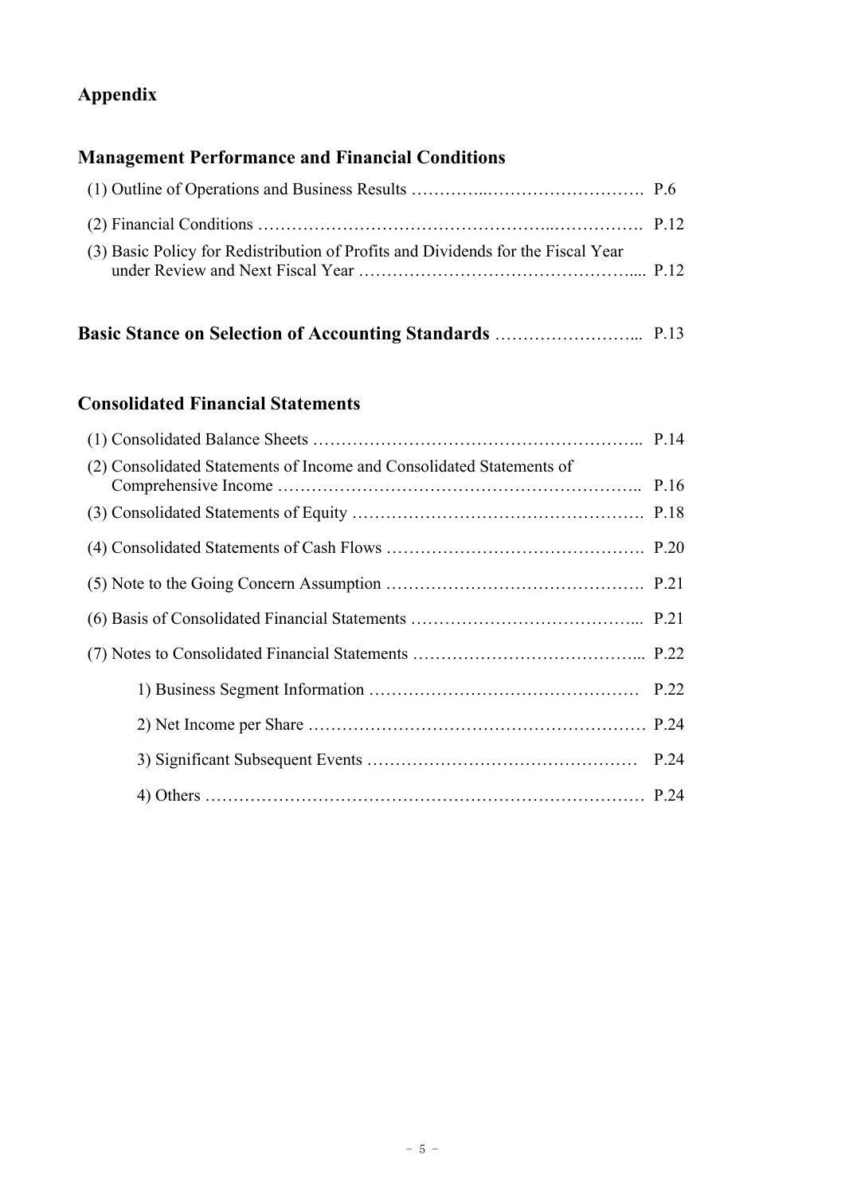## Appendix

### Management Performance and Financial Conditions

(1) Outline of Operations and Business Results …………..………………………. P.6

(2) Financial Conditions ……………………………………………..……………. P.12

(3) Basic Policy for Redistribution of Profits and Dividends for the Fiscal Year under Review and Next Fiscal Year ………………………………………….... P.12

### Basic Stance on Selection of Accounting Standards ……………………... P.13

### Consolidated Financial Statements

(1) Consolidated Balance Sheets ……………………………………………….. P.14

(2) Consolidated Statements of Income and Consolidated Statements of Comprehensive Income …………………………………………………….. P.16

(3) Consolidated Statements of Equity ……………………………………………. P.18

(4) Consolidated Statements of Cash Flows ……………………………………. P.20

(5) Note to the Going Concern Assumption ……………………………………. P.21

(6) Basis of Consolidated Financial Statements ………………………………... P.21

(7) Notes to Consolidated Financial Statements ………………………………... P.22

1) Business Segment Information ………………………………………… P.22

2) Net Income per Share …………………………………………………… P.24

3) Significant Subsequent Events ………………………………………… P.24

4) Others …………………………………………………………………… P.24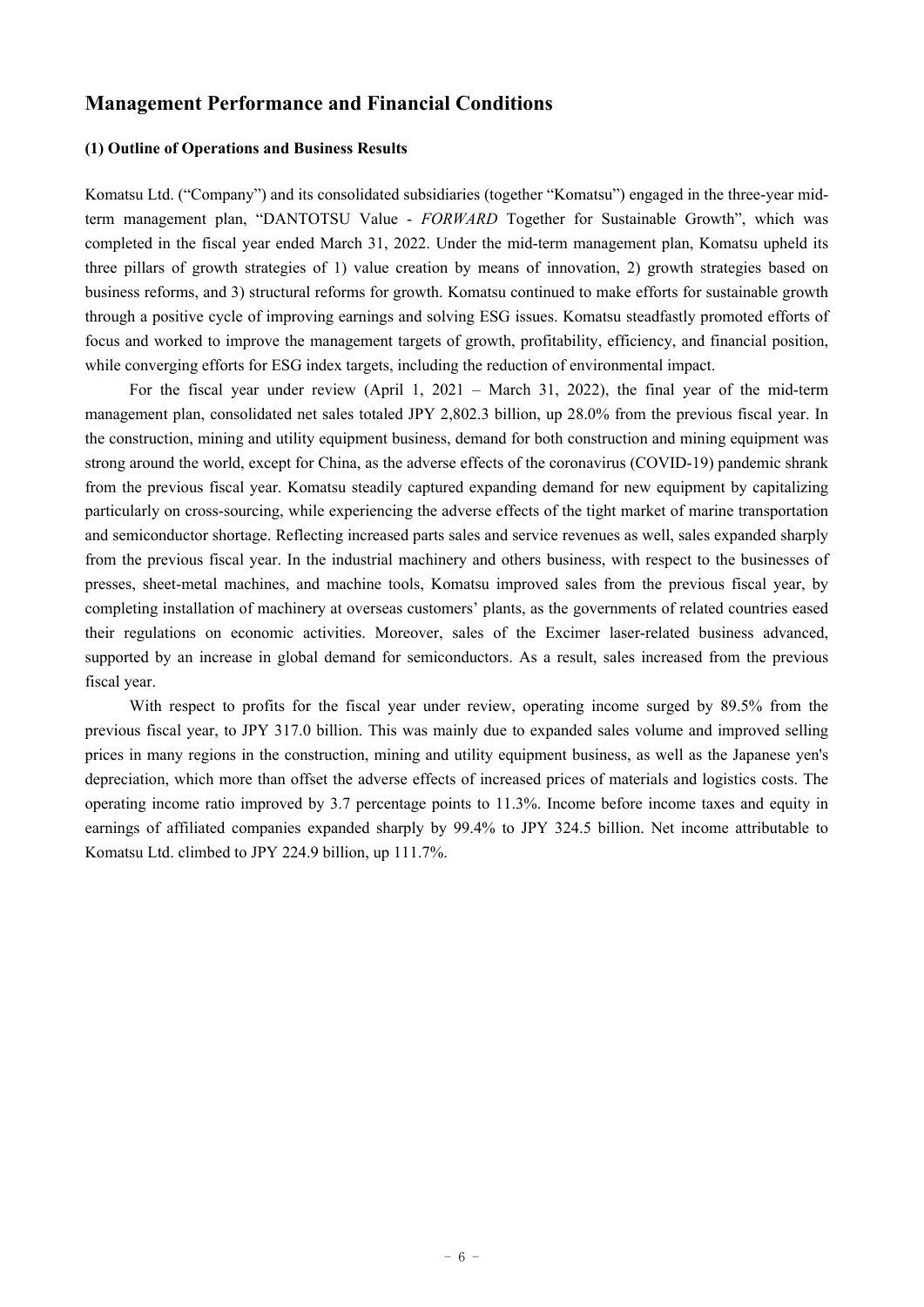## Management Performance and Financial Conditions

### (1) Outline of Operations and Business Results

Komatsu Ltd. ("Company") and its consolidated subsidiaries (together "Komatsu") engaged in the three-year mid-term management plan, "DANTOTSU Value - *FORWARD* Together for Sustainable Growth", which was completed in the fiscal year ended March 31, 2022. Under the mid-term management plan, Komatsu upheld its three pillars of growth strategies of 1) value creation by means of innovation, 2) growth strategies based on business reforms, and 3) structural reforms for growth. Komatsu continued to make efforts for sustainable growth through a positive cycle of improving earnings and solving ESG issues. Komatsu steadfastly promoted efforts of focus and worked to improve the management targets of growth, profitability, efficiency, and financial position, while converging efforts for ESG index targets, including the reduction of environmental impact.

For the fiscal year under review (April 1, 2021 – March 31, 2022), the final year of the mid-term management plan, consolidated net sales totaled JPY 2,802.3 billion, up 28.0% from the previous fiscal year. In the construction, mining and utility equipment business, demand for both construction and mining equipment was strong around the world, except for China, as the adverse effects of the coronavirus (COVID-19) pandemic shrank from the previous fiscal year. Komatsu steadily captured expanding demand for new equipment by capitalizing particularly on cross-sourcing, while experiencing the adverse effects of the tight market of marine transportation and semiconductor shortage. Reflecting increased parts sales and service revenues as well, sales expanded sharply from the previous fiscal year. In the industrial machinery and others business, with respect to the businesses of presses, sheet-metal machines, and machine tools, Komatsu improved sales from the previous fiscal year, by completing installation of machinery at overseas customers' plants, as the governments of related countries eased their regulations on economic activities. Moreover, sales of the Excimer laser-related business advanced, supported by an increase in global demand for semiconductors. As a result, sales increased from the previous fiscal year.

With respect to profits for the fiscal year under review, operating income surged by 89.5% from the previous fiscal year, to JPY 317.0 billion. This was mainly due to expanded sales volume and improved selling prices in many regions in the construction, mining and utility equipment business, as well as the Japanese yen's depreciation, which more than offset the adverse effects of increased prices of materials and logistics costs. The operating income ratio improved by 3.7 percentage points to 11.3%. Income before income taxes and equity in earnings of affiliated companies expanded sharply by 99.4% to JPY 324.5 billion. Net income attributable to Komatsu Ltd. climbed to JPY 224.9 billion, up 111.7%.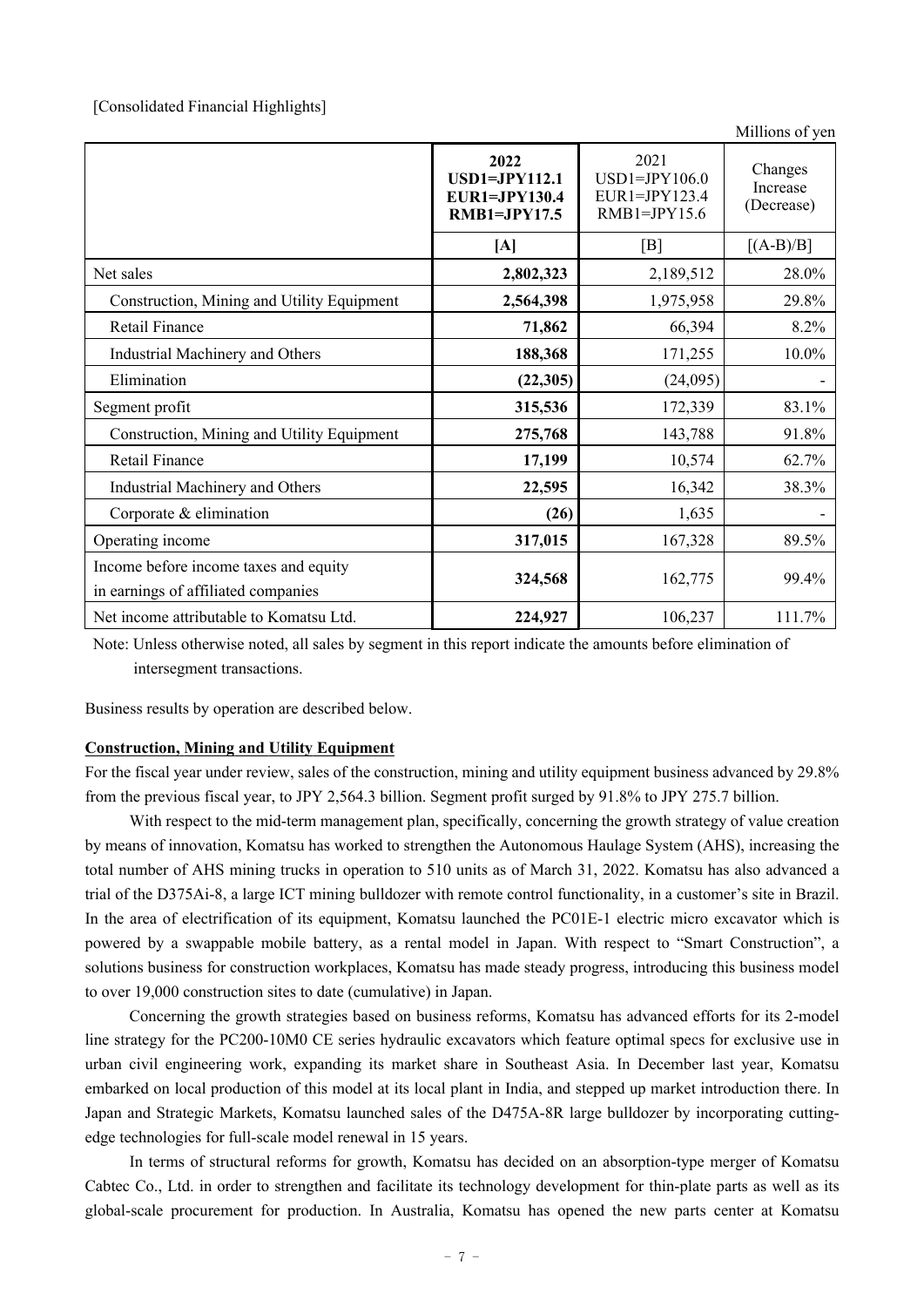[Consolidated Financial Highlights]

Millions of yen

| | 2022 USD1=JPY112.1 EUR1=JPY130.4 RMB1=JPY17.5 | 2021 USD1=JPY106.0 EUR1=JPY123.4 RMB1=JPY15.6 | Changes Increase (Decrease) |
|---|---|---|---|
| | [A] | [B] | [(A-B)/B] |
| Net sales | **2,802,323** | 2,189,512 | 28.0% |
| Construction, Mining and Utility Equipment | **2,564,398** | 1,975,958 | 29.8% |
| Retail Finance | **71,862** | 66,394 | 8.2% |
| Industrial Machinery and Others | **188,368** | 171,255 | 10.0% |
| Elimination | **(22,305)** | (24,095) | - |
| Segment profit | **315,536** | 172,339 | 83.1% |
| Construction, Mining and Utility Equipment | **275,768** | 143,788 | 91.8% |
| Retail Finance | **17,199** | 10,574 | 62.7% |
| Industrial Machinery and Others | **22,595** | 16,342 | 38.3% |
| Corporate & elimination | **(26)** | 1,635 | - |
| Operating income | **317,015** | 167,328 | 89.5% |
| Income before income taxes and equity in earnings of affiliated companies | **324,568** | 162,775 | 99.4% |
| Net income attributable to Komatsu Ltd. | **224,927** | 106,237 | 111.7% |

Note: Unless otherwise noted, all sales by segment in this report indicate the amounts before elimination of intersegment transactions.

Business results by operation are described below.

**Construction, Mining and Utility Equipment**

For the fiscal year under review, sales of the construction, mining and utility equipment business advanced by 29.8% from the previous fiscal year, to JPY 2,564.3 billion. Segment profit surged by 91.8% to JPY 275.7 billion.

With respect to the mid-term management plan, specifically, concerning the growth strategy of value creation by means of innovation, Komatsu has worked to strengthen the Autonomous Haulage System (AHS), increasing the total number of AHS mining trucks in operation to 510 units as of March 31, 2022. Komatsu has also advanced a trial of the D375Ai-8, a large ICT mining bulldozer with remote control functionality, in a customer's site in Brazil. In the area of electrification of its equipment, Komatsu launched the PC01E-1 electric micro excavator which is powered by a swappable mobile battery, as a rental model in Japan. With respect to "Smart Construction", a solutions business for construction workplaces, Komatsu has made steady progress, introducing this business model to over 19,000 construction sites to date (cumulative) in Japan.

Concerning the growth strategies based on business reforms, Komatsu has advanced efforts for its 2-model line strategy for the PC200-10M0 CE series hydraulic excavators which feature optimal specs for exclusive use in urban civil engineering work, expanding its market share in Southeast Asia. In December last year, Komatsu embarked on local production of this model at its local plant in India, and stepped up market introduction there. In Japan and Strategic Markets, Komatsu launched sales of the D475A-8R large bulldozer by incorporating cutting-edge technologies for full-scale model renewal in 15 years.

In terms of structural reforms for growth, Komatsu has decided on an absorption-type merger of Komatsu Cabtec Co., Ltd. in order to strengthen and facilitate its technology development for thin-plate parts as well as its global-scale procurement for production. In Australia, Komatsu has opened the new parts center at Komatsu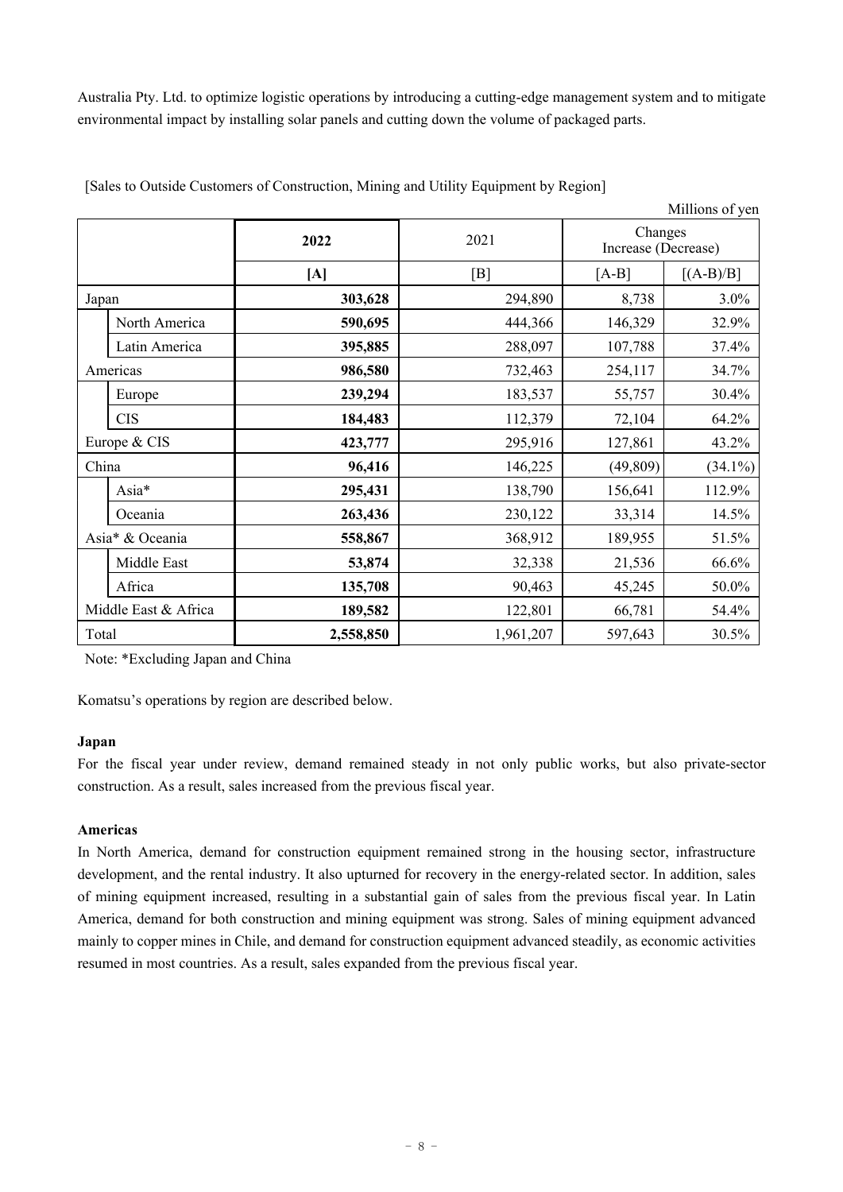Australia Pty. Ltd. to optimize logistic operations by introducing a cutting-edge management system and to mitigate environmental impact by installing solar panels and cutting down the volume of packaged parts.

[Sales to Outside Customers of Construction, Mining and Utility Equipment by Region]

Millions of yen

| | | 2022 | 2021 | Changes Increase (Decrease) | |
|---|---|---|---|---|---|
| | | [A] | [B] | [A-B] | [(A-B)/B] |
| Japan | | **303,628** | 294,890 | 8,738 | 3.0% |
| | North America | **590,695** | 444,366 | 146,329 | 32.9% |
| | Latin America | **395,885** | 288,097 | 107,788 | 37.4% |
| Americas | | **986,580** | 732,463 | 254,117 | 34.7% |
| | Europe | **239,294** | 183,537 | 55,757 | 30.4% |
| | CIS | **184,483** | 112,379 | 72,104 | 64.2% |
| Europe & CIS | | **423,777** | 295,916 | 127,861 | 43.2% |
| China | | **96,416** | 146,225 | (49,809) | (34.1%) |
| | Asia* | **295,431** | 138,790 | 156,641 | 112.9% |
| | Oceania | **263,436** | 230,122 | 33,314 | 14.5% |
| Asia* & Oceania | | **558,867** | 368,912 | 189,955 | 51.5% |
| | Middle East | **53,874** | 32,338 | 21,536 | 66.6% |
| | Africa | **135,708** | 90,463 | 45,245 | 50.0% |
| Middle East & Africa | | **189,582** | 122,801 | 66,781 | 54.4% |
| Total | | **2,558,850** | 1,961,207 | 597,643 | 30.5% |

Note: *Excluding Japan and China

Komatsu's operations by region are described below.

**Japan**

For the fiscal year under review, demand remained steady in not only public works, but also private-sector construction. As a result, sales increased from the previous fiscal year.

**Americas**

In North America, demand for construction equipment remained strong in the housing sector, infrastructure development, and the rental industry. It also upturned for recovery in the energy-related sector. In addition, sales of mining equipment increased, resulting in a substantial gain of sales from the previous fiscal year. In Latin America, demand for both construction and mining equipment was strong. Sales of mining equipment advanced mainly to copper mines in Chile, and demand for construction equipment advanced steadily, as economic activities resumed in most countries. As a result, sales expanded from the previous fiscal year.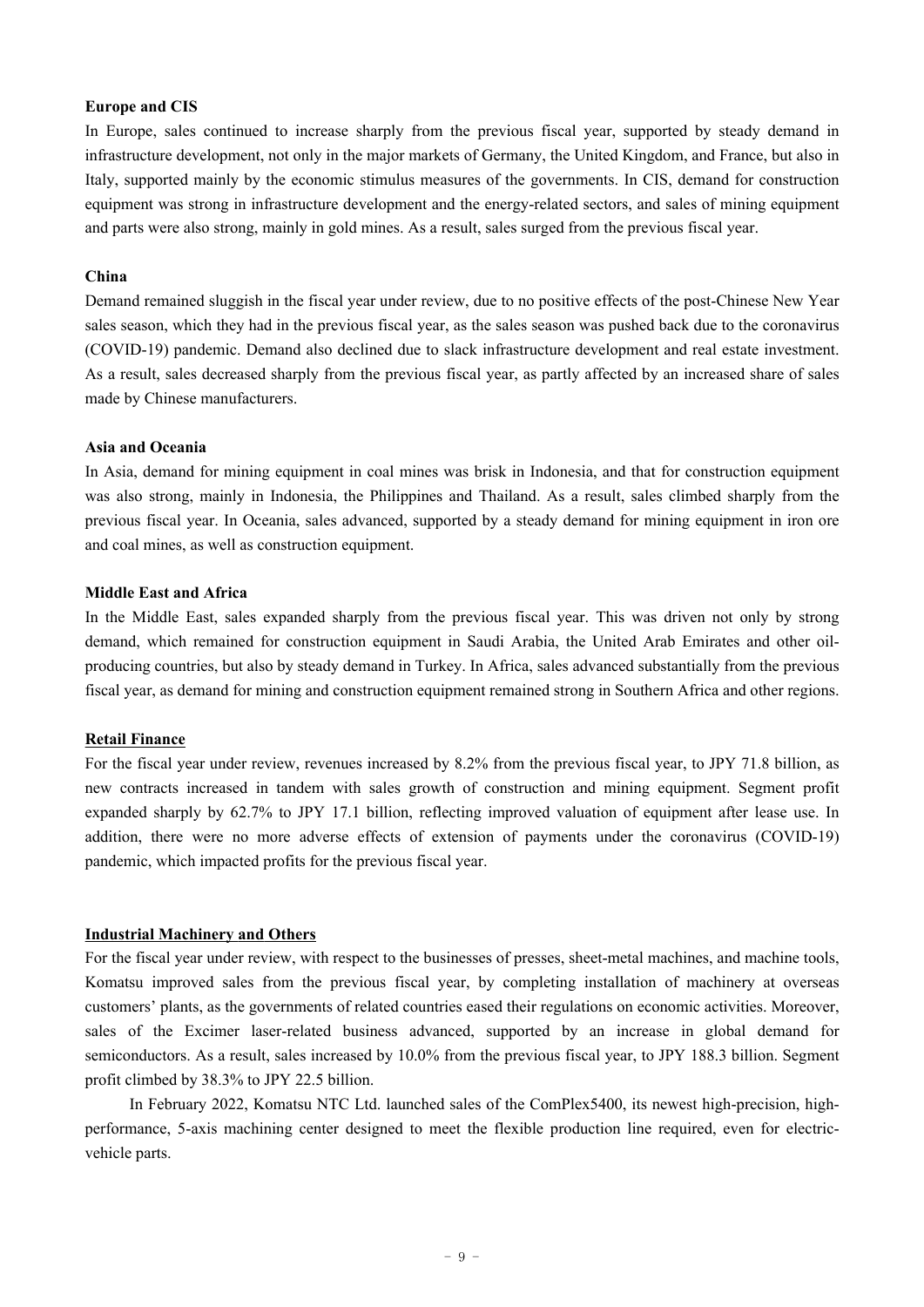**Europe and CIS**

In Europe, sales continued to increase sharply from the previous fiscal year, supported by steady demand in infrastructure development, not only in the major markets of Germany, the United Kingdom, and France, but also in Italy, supported mainly by the economic stimulus measures of the governments. In CIS, demand for construction equipment was strong in infrastructure development and the energy-related sectors, and sales of mining equipment and parts were also strong, mainly in gold mines. As a result, sales surged from the previous fiscal year.

**China**

Demand remained sluggish in the fiscal year under review, due to no positive effects of the post-Chinese New Year sales season, which they had in the previous fiscal year, as the sales season was pushed back due to the coronavirus (COVID-19) pandemic. Demand also declined due to slack infrastructure development and real estate investment. As a result, sales decreased sharply from the previous fiscal year, as partly affected by an increased share of sales made by Chinese manufacturers.

**Asia and Oceania**

In Asia, demand for mining equipment in coal mines was brisk in Indonesia, and that for construction equipment was also strong, mainly in Indonesia, the Philippines and Thailand. As a result, sales climbed sharply from the previous fiscal year. In Oceania, sales advanced, supported by a steady demand for mining equipment in iron ore and coal mines, as well as construction equipment.

**Middle East and Africa**

In the Middle East, sales expanded sharply from the previous fiscal year. This was driven not only by strong demand, which remained for construction equipment in Saudi Arabia, the United Arab Emirates and other oil-producing countries, but also by steady demand in Turkey. In Africa, sales advanced substantially from the previous fiscal year, as demand for mining and construction equipment remained strong in Southern Africa and other regions.

**Retail Finance**

For the fiscal year under review, revenues increased by 8.2% from the previous fiscal year, to JPY 71.8 billion, as new contracts increased in tandem with sales growth of construction and mining equipment. Segment profit expanded sharply by 62.7% to JPY 17.1 billion, reflecting improved valuation of equipment after lease use. In addition, there were no more adverse effects of extension of payments under the coronavirus (COVID-19) pandemic, which impacted profits for the previous fiscal year.

**Industrial Machinery and Others**

For the fiscal year under review, with respect to the businesses of presses, sheet-metal machines, and machine tools, Komatsu improved sales from the previous fiscal year, by completing installation of machinery at overseas customers' plants, as the governments of related countries eased their regulations on economic activities. Moreover, sales of the Excimer laser-related business advanced, supported by an increase in global demand for semiconductors. As a result, sales increased by 10.0% from the previous fiscal year, to JPY 188.3 billion. Segment profit climbed by 38.3% to JPY 22.5 billion.

In February 2022, Komatsu NTC Ltd. launched sales of the ComPlex5400, its newest high-precision, high-performance, 5-axis machining center designed to meet the flexible production line required, even for electric-vehicle parts.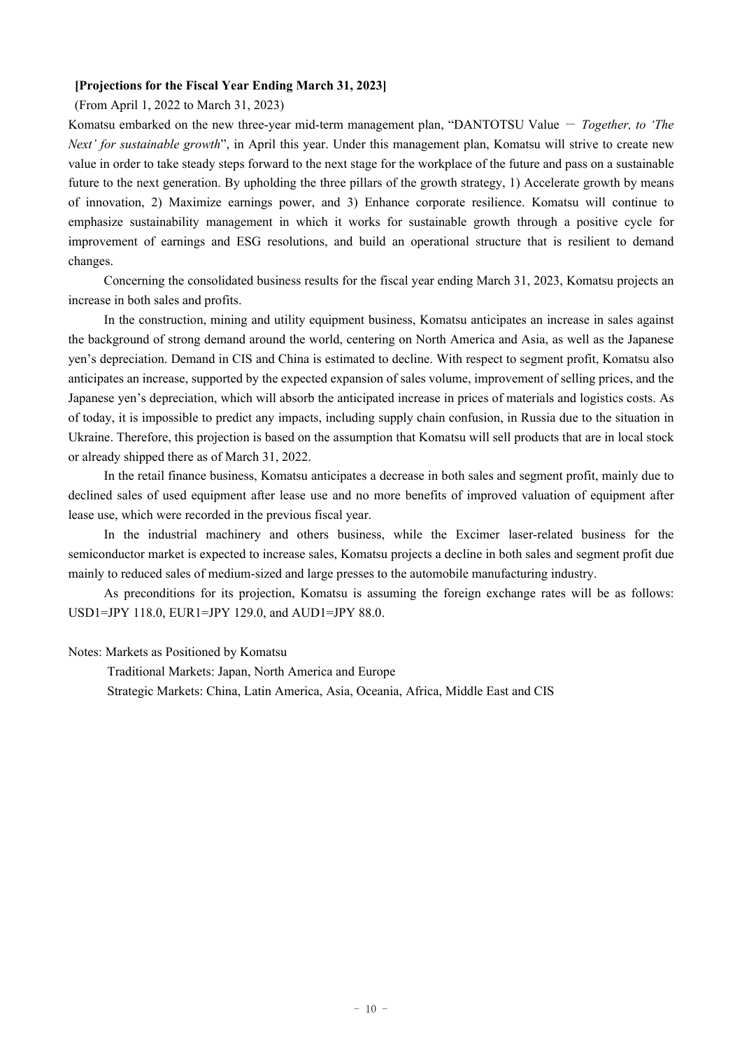**[Projections for the Fiscal Year Ending March 31, 2023]**

(From April 1, 2022 to March 31, 2023)

Komatsu embarked on the new three-year mid-term management plan, “DANTOTSU Value － *Together, to ‘The Next’ for sustainable growth*”, in April this year. Under this management plan, Komatsu will strive to create new value in order to take steady steps forward to the next stage for the workplace of the future and pass on a sustainable future to the next generation. By upholding the three pillars of the growth strategy, 1) Accelerate growth by means of innovation, 2) Maximize earnings power, and 3) Enhance corporate resilience. Komatsu will continue to emphasize sustainability management in which it works for sustainable growth through a positive cycle for improvement of earnings and ESG resolutions, and build an operational structure that is resilient to demand changes.

Concerning the consolidated business results for the fiscal year ending March 31, 2023, Komatsu projects an increase in both sales and profits.

In the construction, mining and utility equipment business, Komatsu anticipates an increase in sales against the background of strong demand around the world, centering on North America and Asia, as well as the Japanese yen’s depreciation. Demand in CIS and China is estimated to decline. With respect to segment profit, Komatsu also anticipates an increase, supported by the expected expansion of sales volume, improvement of selling prices, and the Japanese yen’s depreciation, which will absorb the anticipated increase in prices of materials and logistics costs. As of today, it is impossible to predict any impacts, including supply chain confusion, in Russia due to the situation in Ukraine. Therefore, this projection is based on the assumption that Komatsu will sell products that are in local stock or already shipped there as of March 31, 2022.

In the retail finance business, Komatsu anticipates a decrease in both sales and segment profit, mainly due to declined sales of used equipment after lease use and no more benefits of improved valuation of equipment after lease use, which were recorded in the previous fiscal year.

In the industrial machinery and others business, while the Excimer laser-related business for the semiconductor market is expected to increase sales, Komatsu projects a decline in both sales and segment profit due mainly to reduced sales of medium-sized and large presses to the automobile manufacturing industry.

As preconditions for its projection, Komatsu is assuming the foreign exchange rates will be as follows: USD1=JPY 118.0, EUR1=JPY 129.0, and AUD1=JPY 88.0.

Notes: Markets as Positioned by Komatsu

Traditional Markets: Japan, North America and Europe

Strategic Markets: China, Latin America, Asia, Oceania, Africa, Middle East and CIS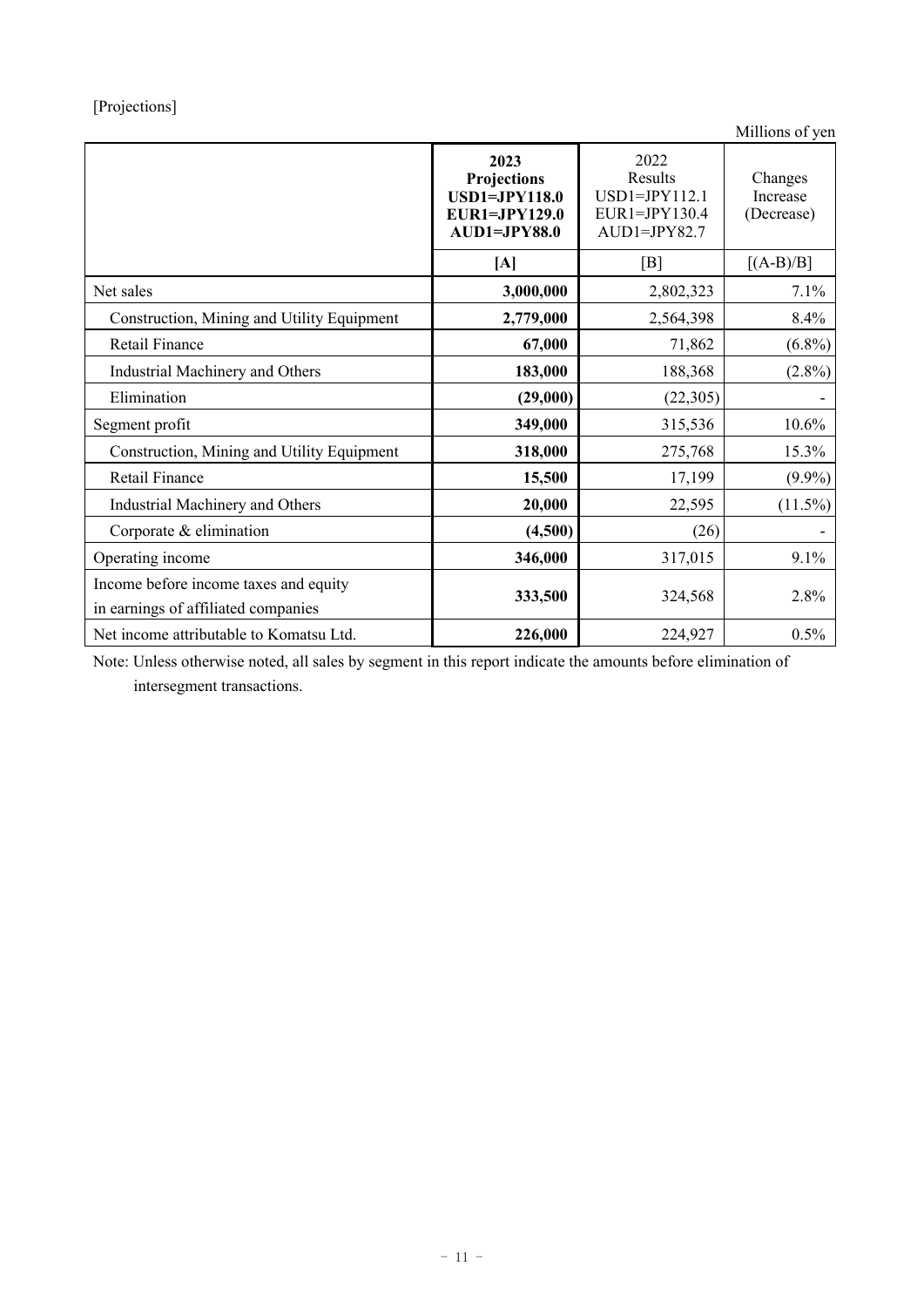[Projections]

Millions of yen

| | **2023 Projections USD1=JPY118.0 EUR1=JPY129.0 AUD1=JPY88.0** | 2022 Results USD1=JPY112.1 EUR1=JPY130.4 AUD1=JPY82.7 | Changes Increase (Decrease) |
|---|---|---|---|
| | **[A]** | [B] | [(A-B)/B] |
| Net sales | **3,000,000** | 2,802,323 | 7.1% |
| Construction, Mining and Utility Equipment | **2,779,000** | 2,564,398 | 8.4% |
| Retail Finance | **67,000** | 71,862 | (6.8%) |
| Industrial Machinery and Others | **183,000** | 188,368 | (2.8%) |
| Elimination | **(29,000)** | (22,305) | - |
| Segment profit | **349,000** | 315,536 | 10.6% |
| Construction, Mining and Utility Equipment | **318,000** | 275,768 | 15.3% |
| Retail Finance | **15,500** | 17,199 | (9.9%) |
| Industrial Machinery and Others | **20,000** | 22,595 | (11.5%) |
| Corporate & elimination | **(4,500)** | (26) | - |
| Operating income | **346,000** | 317,015 | 9.1% |
| Income before income taxes and equity in earnings of affiliated companies | **333,500** | 324,568 | 2.8% |
| Net income attributable to Komatsu Ltd. | **226,000** | 224,927 | 0.5% |

Note: Unless otherwise noted, all sales by segment in this report indicate the amounts before elimination of intersegment transactions.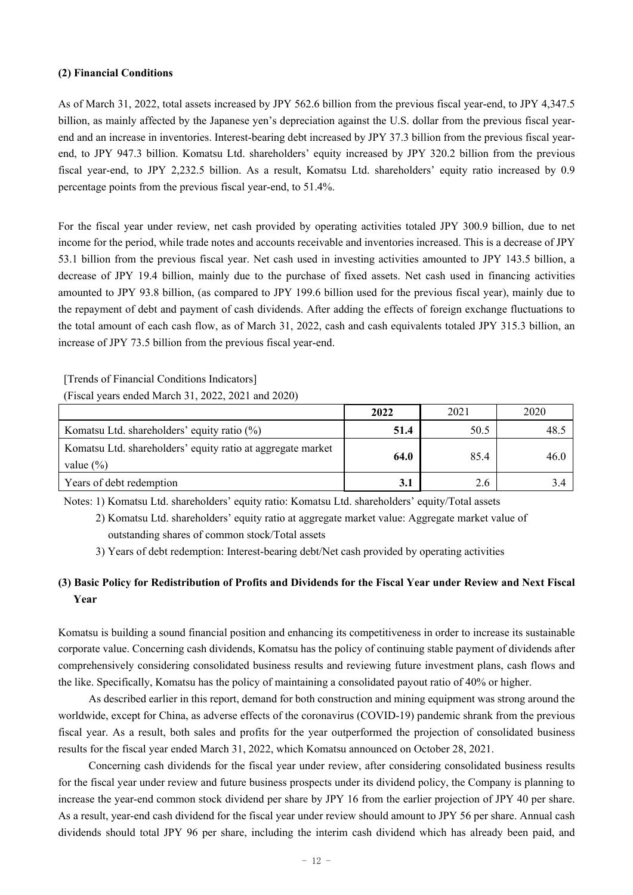### (2) Financial Conditions

As of March 31, 2022, total assets increased by JPY 562.6 billion from the previous fiscal year-end, to JPY 4,347.5 billion, as mainly affected by the Japanese yen's depreciation against the U.S. dollar from the previous fiscal year-end and an increase in inventories. Interest-bearing debt increased by JPY 37.3 billion from the previous fiscal year-end, to JPY 947.3 billion. Komatsu Ltd. shareholders' equity increased by JPY 320.2 billion from the previous fiscal year-end, to JPY 2,232.5 billion. As a result, Komatsu Ltd. shareholders' equity ratio increased by 0.9 percentage points from the previous fiscal year-end, to 51.4%.

For the fiscal year under review, net cash provided by operating activities totaled JPY 300.9 billion, due to net income for the period, while trade notes and accounts receivable and inventories increased. This is a decrease of JPY 53.1 billion from the previous fiscal year. Net cash used in investing activities amounted to JPY 143.5 billion, a decrease of JPY 19.4 billion, mainly due to the purchase of fixed assets. Net cash used in financing activities amounted to JPY 93.8 billion, (as compared to JPY 199.6 billion used for the previous fiscal year), mainly due to the repayment of debt and payment of cash dividends. After adding the effects of foreign exchange fluctuations to the total amount of each cash flow, as of March 31, 2022, cash and cash equivalents totaled JPY 315.3 billion, an increase of JPY 73.5 billion from the previous fiscal year-end.

[Trends of Financial Conditions Indicators]

(Fiscal years ended March 31, 2022, 2021 and 2020)

| | **2022** | 2021 | 2020 |
|---|---|---|---|
| Komatsu Ltd. shareholders' equity ratio (%) | **51.4** | 50.5 | 48.5 |
| Komatsu Ltd. shareholders' equity ratio at aggregate market value (%) | **64.0** | 85.4 | 46.0 |
| Years of debt redemption | **3.1** | 2.6 | 3.4 |

Notes: 1) Komatsu Ltd. shareholders' equity ratio: Komatsu Ltd. shareholders' equity/Total assets

2) Komatsu Ltd. shareholders' equity ratio at aggregate market value: Aggregate market value of outstanding shares of common stock/Total assets

3) Years of debt redemption: Interest-bearing debt/Net cash provided by operating activities

### (3) Basic Policy for Redistribution of Profits and Dividends for the Fiscal Year under Review and Next Fiscal Year

Komatsu is building a sound financial position and enhancing its competitiveness in order to increase its sustainable corporate value. Concerning cash dividends, Komatsu has the policy of continuing stable payment of dividends after comprehensively considering consolidated business results and reviewing future investment plans, cash flows and the like. Specifically, Komatsu has the policy of maintaining a consolidated payout ratio of 40% or higher.

As described earlier in this report, demand for both construction and mining equipment was strong around the worldwide, except for China, as adverse effects of the coronavirus (COVID-19) pandemic shrank from the previous fiscal year. As a result, both sales and profits for the year outperformed the projection of consolidated business results for the fiscal year ended March 31, 2022, which Komatsu announced on October 28, 2021.

Concerning cash dividends for the fiscal year under review, after considering consolidated business results for the fiscal year under review and future business prospects under its dividend policy, the Company is planning to increase the year-end common stock dividend per share by JPY 16 from the earlier projection of JPY 40 per share. As a result, year-end cash dividend for the fiscal year under review should amount to JPY 56 per share. Annual cash dividends should total JPY 96 per share, including the interim cash dividend which has already been paid, and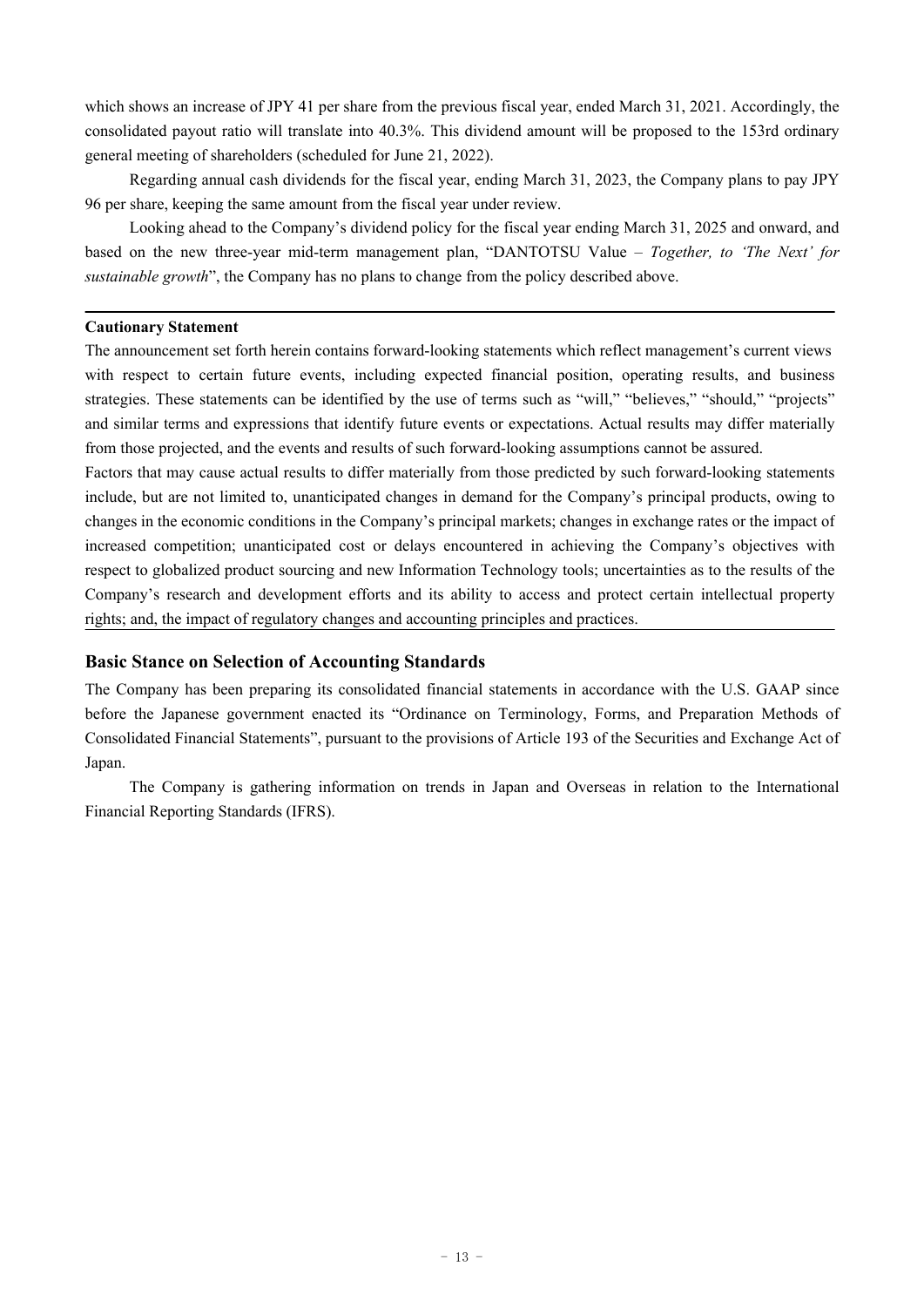which shows an increase of JPY 41 per share from the previous fiscal year, ended March 31, 2021. Accordingly, the consolidated payout ratio will translate into 40.3%. This dividend amount will be proposed to the 153rd ordinary general meeting of shareholders (scheduled for June 21, 2022).

Regarding annual cash dividends for the fiscal year, ending March 31, 2023, the Company plans to pay JPY 96 per share, keeping the same amount from the fiscal year under review.

Looking ahead to the Company's dividend policy for the fiscal year ending March 31, 2025 and onward, and based on the new three-year mid-term management plan, "DANTOTSU Value – *Together, to 'The Next' for sustainable growth*", the Company has no plans to change from the policy described above.

---

**Cautionary Statement**

The announcement set forth herein contains forward-looking statements which reflect management's current views with respect to certain future events, including expected financial position, operating results, and business strategies. These statements can be identified by the use of terms such as "will," "believes," "should," "projects" and similar terms and expressions that identify future events or expectations. Actual results may differ materially from those projected, and the events and results of such forward-looking assumptions cannot be assured.

Factors that may cause actual results to differ materially from those predicted by such forward-looking statements include, but are not limited to, unanticipated changes in demand for the Company's principal products, owing to changes in the economic conditions in the Company's principal markets; changes in exchange rates or the impact of increased competition; unanticipated cost or delays encountered in achieving the Company's objectives with respect to globalized product sourcing and new Information Technology tools; uncertainties as to the results of the Company's research and development efforts and its ability to access and protect certain intellectual property rights; and, the impact of regulatory changes and accounting principles and practices.

---

## Basic Stance on Selection of Accounting Standards

The Company has been preparing its consolidated financial statements in accordance with the U.S. GAAP since before the Japanese government enacted its "Ordinance on Terminology, Forms, and Preparation Methods of Consolidated Financial Statements", pursuant to the provisions of Article 193 of the Securities and Exchange Act of Japan.

The Company is gathering information on trends in Japan and Overseas in relation to the International Financial Reporting Standards (IFRS).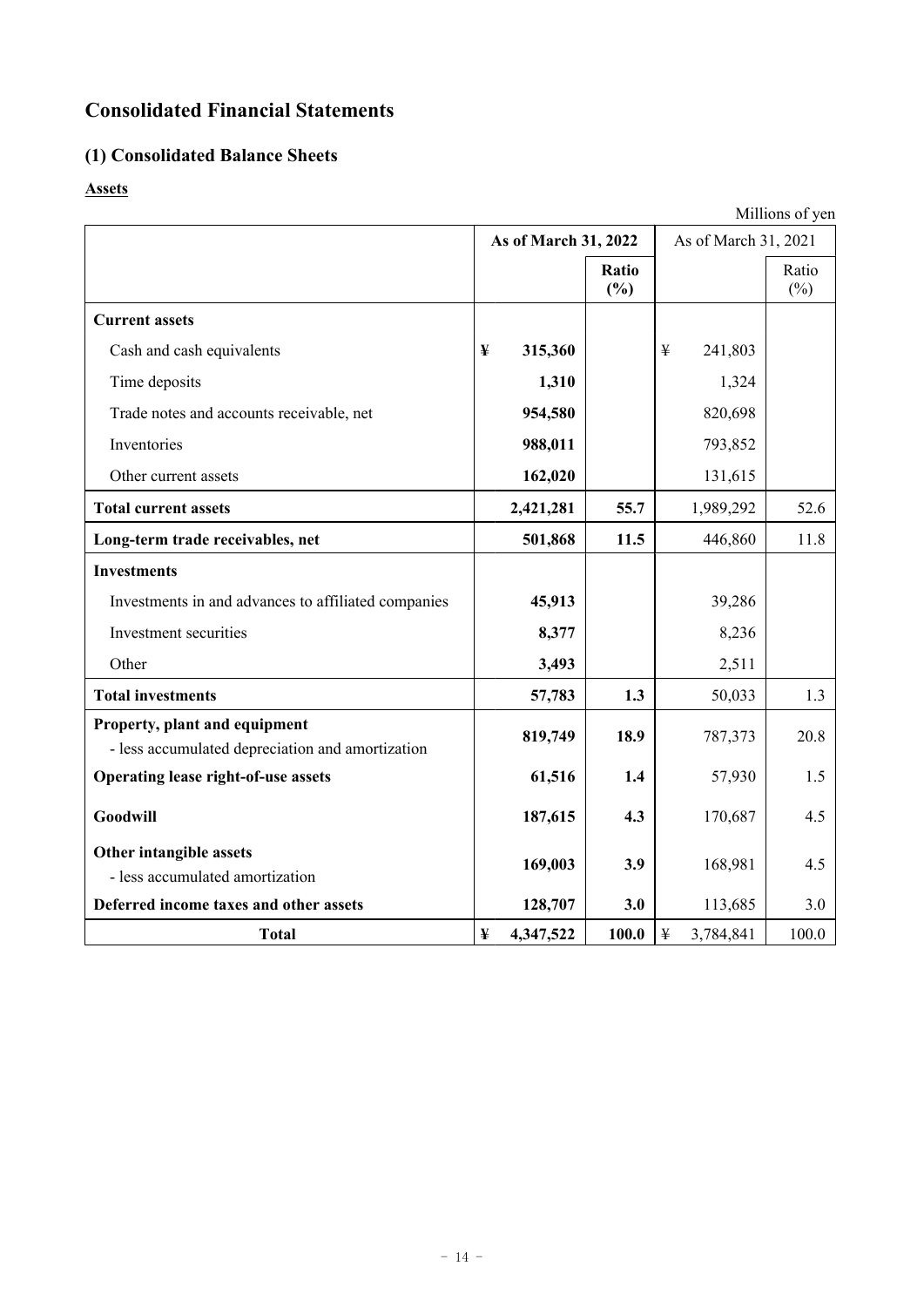# Consolidated Financial Statements

## (1) Consolidated Balance Sheets

### Assets

Millions of yen

| | As of March 31, 2022 | | As of March 31, 2021 | |
|---|---|---|---|---|
| | | Ratio (%) | | Ratio (%) |
| **Current assets** | | | | |
| Cash and cash equivalents | ¥ 315,360 | | ¥ 241,803 | |
| Time deposits | 1,310 | | 1,324 | |
| Trade notes and accounts receivable, net | 954,580 | | 820,698 | |
| Inventories | 988,011 | | 793,852 | |
| Other current assets | 162,020 | | 131,615 | |
| **Total current assets** | 2,421,281 | 55.7 | 1,989,292 | 52.6 |
| **Long-term trade receivables, net** | 501,868 | 11.5 | 446,860 | 11.8 |
| **Investments** | | | | |
| Investments in and advances to affiliated companies | 45,913 | | 39,286 | |
| Investment securities | 8,377 | | 8,236 | |
| Other | 3,493 | | 2,511 | |
| **Total investments** | 57,783 | 1.3 | 50,033 | 1.3 |
| **Property, plant and equipment** - less accumulated depreciation and amortization | 819,749 | 18.9 | 787,373 | 20.8 |
| **Operating lease right-of-use assets** | 61,516 | 1.4 | 57,930 | 1.5 |
| **Goodwill** | 187,615 | 4.3 | 170,687 | 4.5 |
| **Other intangible assets** - less accumulated amortization | 169,003 | 3.9 | 168,981 | 4.5 |
| **Deferred income taxes and other assets** | 128,707 | 3.0 | 113,685 | 3.0 |
| **Total** | ¥ 4,347,522 | 100.0 | ¥ 3,784,841 | 100.0 |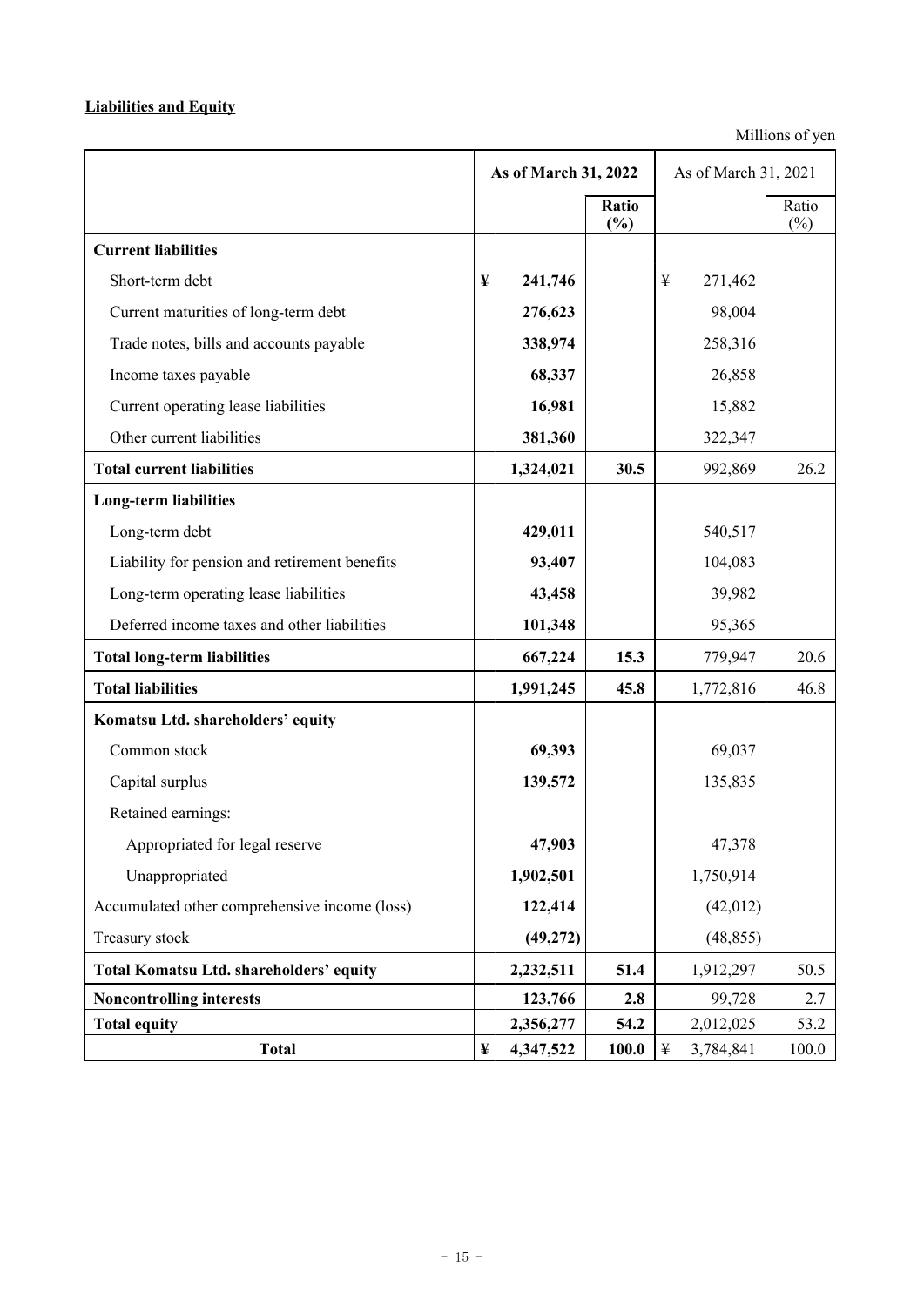**Liabilities and Equity**

Millions of yen

| | As of March 31, 2022 | | As of March 31, 2021 | |
|---|---|---|---|---|
| | | Ratio (%) | | Ratio (%) |
| **Current liabilities** | | | | |
| Short-term debt | ¥ 241,746 | | ¥ 271,462 | |
| Current maturities of long-term debt | 276,623 | | 98,004 | |
| Trade notes, bills and accounts payable | 338,974 | | 258,316 | |
| Income taxes payable | 68,337 | | 26,858 | |
| Current operating lease liabilities | 16,981 | | 15,882 | |
| Other current liabilities | 381,360 | | 322,347 | |
| **Total current liabilities** | 1,324,021 | 30.5 | 992,869 | 26.2 |
| **Long-term liabilities** | | | | |
| Long-term debt | 429,011 | | 540,517 | |
| Liability for pension and retirement benefits | 93,407 | | 104,083 | |
| Long-term operating lease liabilities | 43,458 | | 39,982 | |
| Deferred income taxes and other liabilities | 101,348 | | 95,365 | |
| **Total long-term liabilities** | 667,224 | 15.3 | 779,947 | 20.6 |
| **Total liabilities** | 1,991,245 | 45.8 | 1,772,816 | 46.8 |
| **Komatsu Ltd. shareholders' equity** | | | | |
| Common stock | 69,393 | | 69,037 | |
| Capital surplus | 139,572 | | 135,835 | |
| Retained earnings: | | | | |
| Appropriated for legal reserve | 47,903 | | 47,378 | |
| Unappropriated | 1,902,501 | | 1,750,914 | |
| Accumulated other comprehensive income (loss) | 122,414 | | (42,012) | |
| Treasury stock | (49,272) | | (48,855) | |
| **Total Komatsu Ltd. shareholders' equity** | 2,232,511 | 51.4 | 1,912,297 | 50.5 |
| **Noncontrolling interests** | 123,766 | 2.8 | 99,728 | 2.7 |
| **Total equity** | 2,356,277 | 54.2 | 2,012,025 | 53.2 |
| **Total** | ¥ 4,347,522 | 100.0 | ¥ 3,784,841 | 100.0 |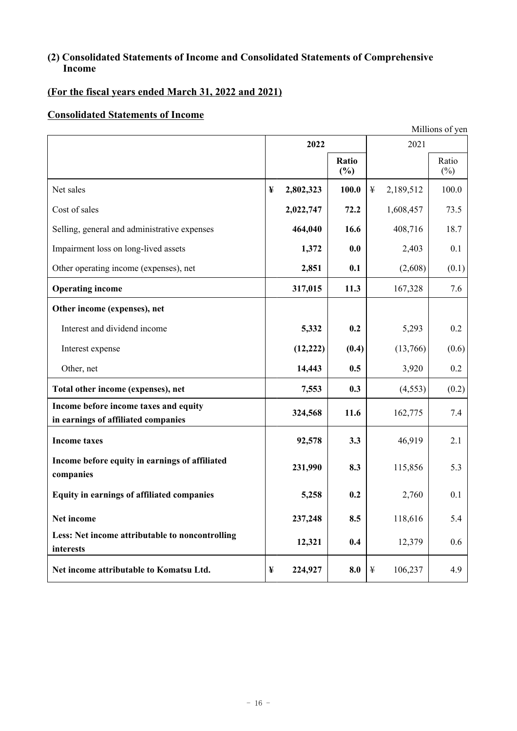### (2) Consolidated Statements of Income and Consolidated Statements of Comprehensive Income

### (For the fiscal years ended March 31, 2022 and 2021)

### Consolidated Statements of Income

Millions of yen

| | 2022 | | 2021 | |
|---|---|---|---|---|
| | | **Ratio (%)** | | Ratio (%) |
| Net sales | **¥ 2,802,323** | **100.0** | ¥ 2,189,512 | 100.0 |
| Cost of sales | **2,022,747** | **72.2** | 1,608,457 | 73.5 |
| Selling, general and administrative expenses | **464,040** | **16.6** | 408,716 | 18.7 |
| Impairment loss on long-lived assets | **1,372** | **0.0** | 2,403 | 0.1 |
| Other operating income (expenses), net | **2,851** | **0.1** | (2,608) | (0.1) |
| **Operating income** | **317,015** | **11.3** | 167,328 | 7.6 |
| **Other income (expenses), net** | | | | |
| Interest and dividend income | **5,332** | **0.2** | 5,293 | 0.2 |
| Interest expense | **(12,222)** | **(0.4)** | (13,766) | (0.6) |
| Other, net | **14,443** | **0.5** | 3,920 | 0.2 |
| **Total other income (expenses), net** | **7,553** | **0.3** | (4,553) | (0.2) |
| **Income before income taxes and equity in earnings of affiliated companies** | **324,568** | **11.6** | 162,775 | 7.4 |
| **Income taxes** | **92,578** | **3.3** | 46,919 | 2.1 |
| **Income before equity in earnings of affiliated companies** | **231,990** | **8.3** | 115,856 | 5.3 |
| **Equity in earnings of affiliated companies** | **5,258** | **0.2** | 2,760 | 0.1 |
| **Net income** | **237,248** | **8.5** | 118,616 | 5.4 |
| **Less: Net income attributable to noncontrolling interests** | **12,321** | **0.4** | 12,379 | 0.6 |
| **Net income attributable to Komatsu Ltd.** | **¥ 224,927** | **8.0** | ¥ 106,237 | 4.9 |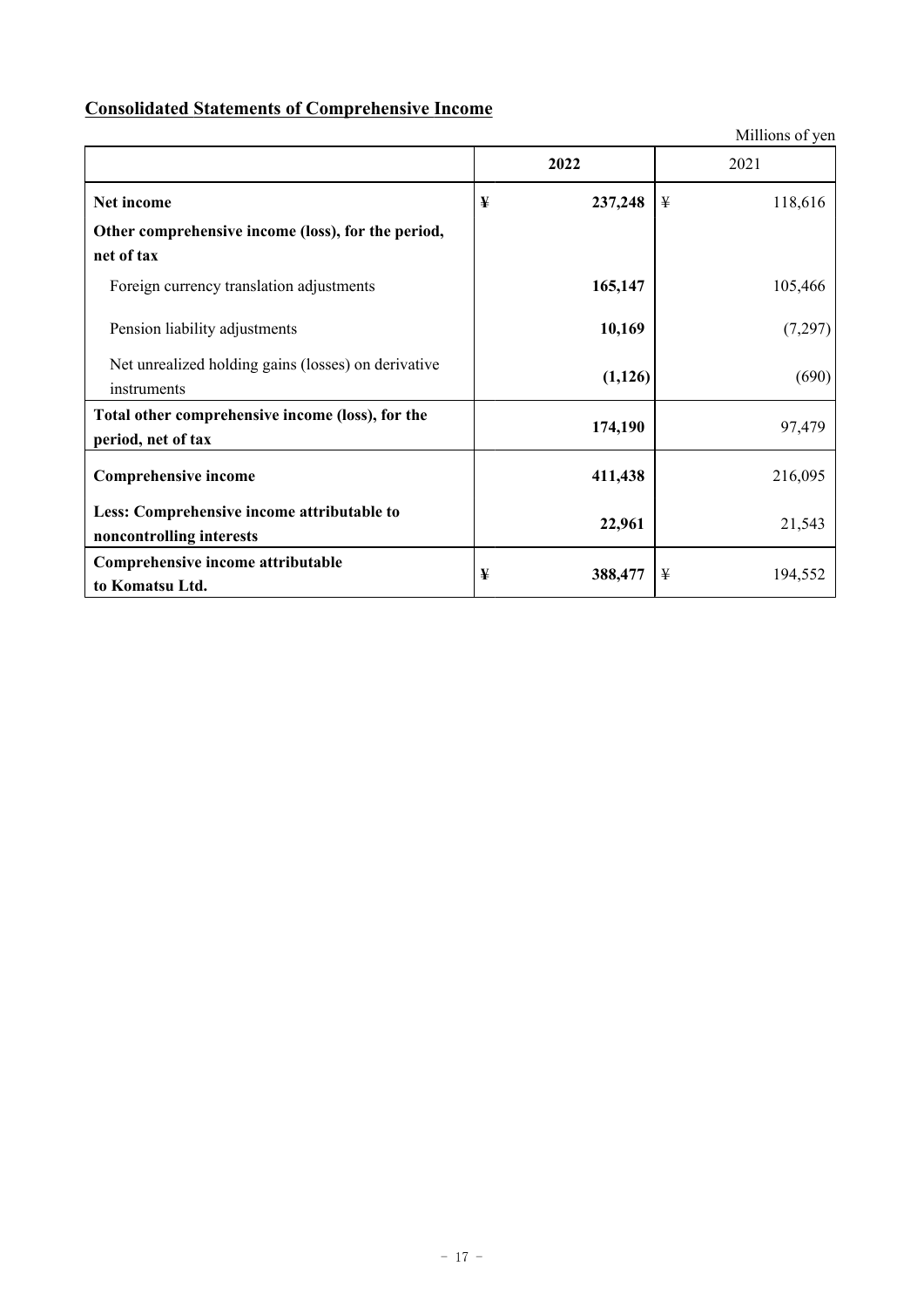## Consolidated Statements of Comprehensive Income

Millions of yen

| | 2022 | 2021 |
|---|---|---|
| **Net income** | ¥ 237,248 | ¥ 118,616 |
| **Other comprehensive income (loss), for the period, net of tax** | | |
| Foreign currency translation adjustments | 165,147 | 105,466 |
| Pension liability adjustments | 10,169 | (7,297) |
| Net unrealized holding gains (losses) on derivative instruments | (1,126) | (690) |
| **Total other comprehensive income (loss), for the period, net of tax** | 174,190 | 97,479 |
| **Comprehensive income** | 411,438 | 216,095 |
| **Less: Comprehensive income attributable to noncontrolling interests** | 22,961 | 21,543 |
| **Comprehensive income attributable to Komatsu Ltd.** | ¥ 388,477 | ¥ 194,552 |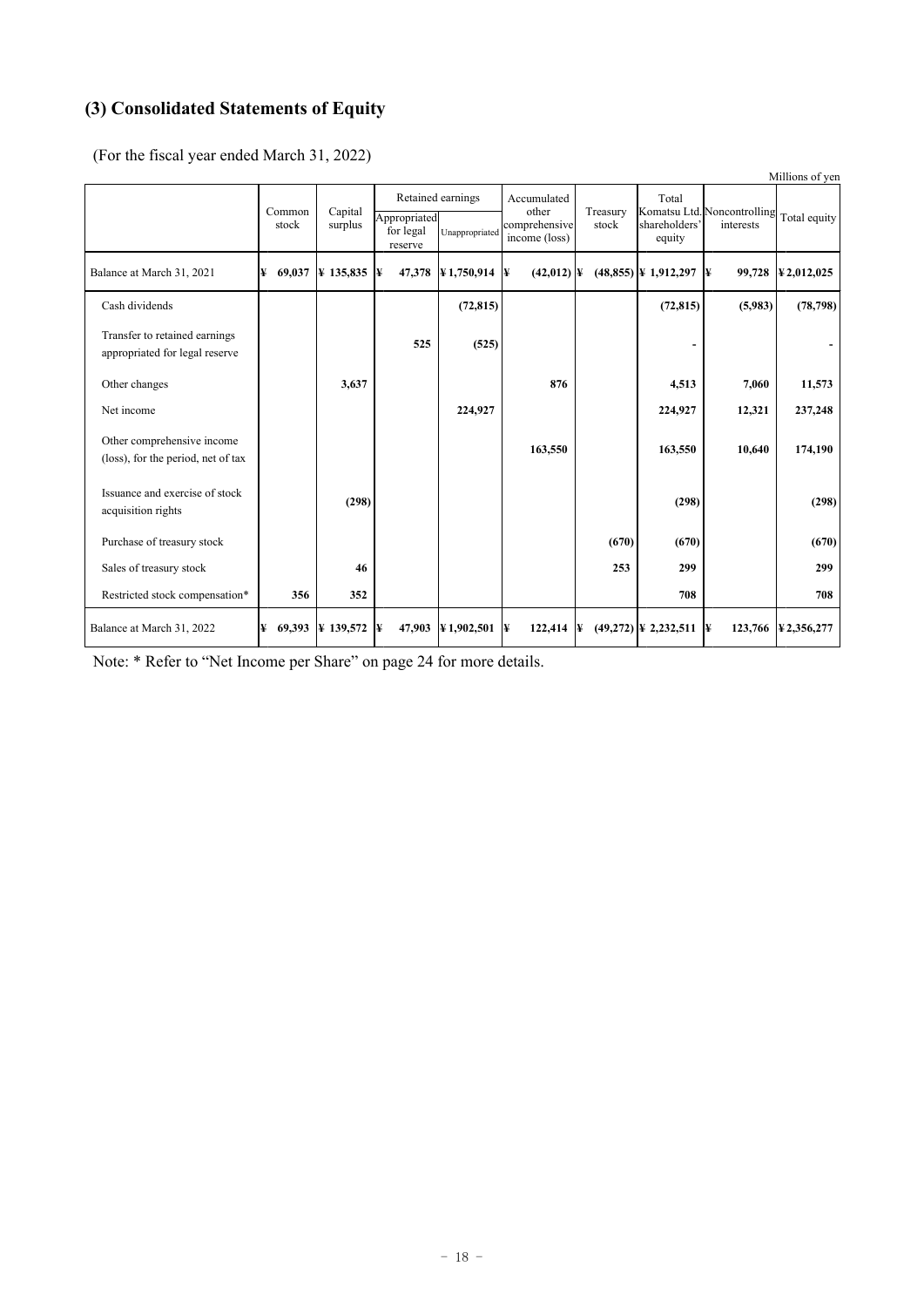## (3) Consolidated Statements of Equity

(For the fiscal year ended March 31, 2022)

Millions of yen

| | Common stock | Capital surplus | Retained earnings | | Accumulated other comprehensive income (loss) | Treasury stock | Total Komatsu Ltd. shareholders' equity | Noncontrolling interests | Total equity |
|---|---|---|---|---|---|---|---|---|---|
| | | | Appropriated for legal reserve | Unappropriated | | | | | |
| Balance at March 31, 2021 | ¥ 69,037 | ¥ 135,835 | ¥ 47,378 | ¥ 1,750,914 | ¥ (42,012) | ¥ (48,855) | ¥ 1,912,297 | ¥ 99,728 | ¥ 2,012,025 |
| Cash dividends | | | | (72,815) | | | (72,815) | (5,983) | (78,798) |
| Transfer to retained earnings appropriated for legal reserve | | | 525 | (525) | | | - | | - |
| Other changes | | 3,637 | | | 876 | | 4,513 | 7,060 | 11,573 |
| Net income | | | | 224,927 | | | 224,927 | 12,321 | 237,248 |
| Other comprehensive income (loss), for the period, net of tax | | | | | 163,550 | | 163,550 | 10,640 | 174,190 |
| Issuance and exercise of stock acquisition rights | | (298) | | | | | (298) | | (298) |
| Purchase of treasury stock | | | | | | (670) | (670) | | (670) |
| Sales of treasury stock | | 46 | | | | 253 | 299 | | 299 |
| Restricted stock compensation* | 356 | 352 | | | | | 708 | | 708 |
| Balance at March 31, 2022 | ¥ 69,393 | ¥ 139,572 | ¥ 47,903 | ¥ 1,902,501 | ¥ 122,414 | ¥ (49,272) | ¥ 2,232,511 | ¥ 123,766 | ¥ 2,356,277 |

Note: * Refer to "Net Income per Share" on page 24 for more details.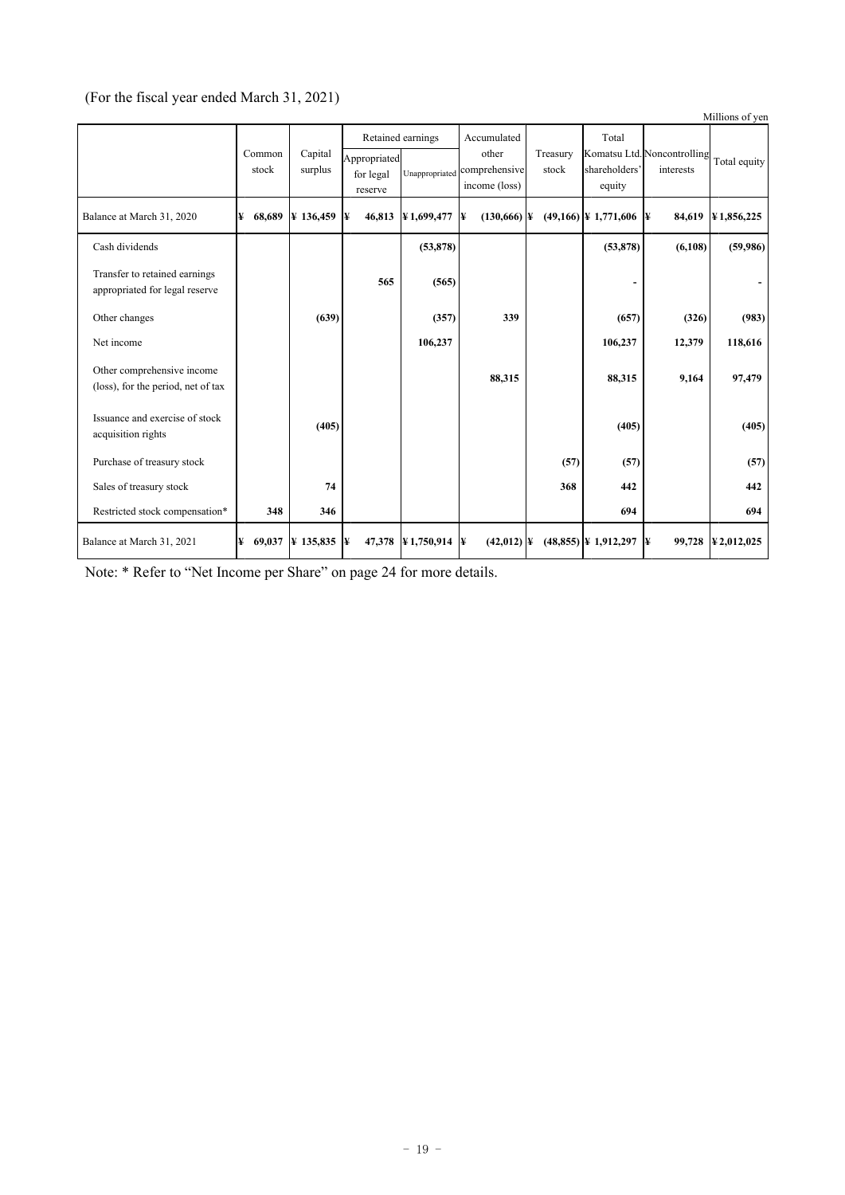(For the fiscal year ended March 31, 2021)

Millions of yen

| | Common stock | Capital surplus | Retained earnings | | Accumulated other comprehensive income (loss) | Treasury stock | Total Komatsu Ltd. shareholders' equity | Noncontrolling interests | Total equity |
|---|---|---|---|---|---|---|---|---|---|
| | | | Appropriated for legal reserve | Unappropriated | | | | | |
| Balance at March 31, 2020 | ¥ 68,689 | ¥ 136,459 | ¥ 46,813 | ¥ 1,699,477 | ¥ (130,666) | ¥ (49,166) | ¥ 1,771,606 | ¥ 84,619 | ¥ 1,856,225 |
| Cash dividends | | | | (53,878) | | | (53,878) | (6,108) | (59,986) |
| Transfer to retained earnings appropriated for legal reserve | | | 565 | (565) | | | - | | - |
| Other changes | | (639) | | (357) | 339 | | (657) | (326) | (983) |
| Net income | | | | 106,237 | | | 106,237 | 12,379 | 118,616 |
| Other comprehensive income (loss), for the period, net of tax | | | | | 88,315 | | 88,315 | 9,164 | 97,479 |
| Issuance and exercise of stock acquisition rights | | (405) | | | | | (405) | | (405) |
| Purchase of treasury stock | | | | | | (57) | (57) | | (57) |
| Sales of treasury stock | | 74 | | | | 368 | 442 | | 442 |
| Restricted stock compensation* | 348 | 346 | | | | | 694 | | 694 |
| Balance at March 31, 2021 | ¥ 69,037 | ¥ 135,835 | ¥ 47,378 | ¥ 1,750,914 | ¥ (42,012) | ¥ (48,855) | ¥ 1,912,297 | ¥ 99,728 | ¥ 2,012,025 |

Note: * Refer to "Net Income per Share" on page 24 for more details.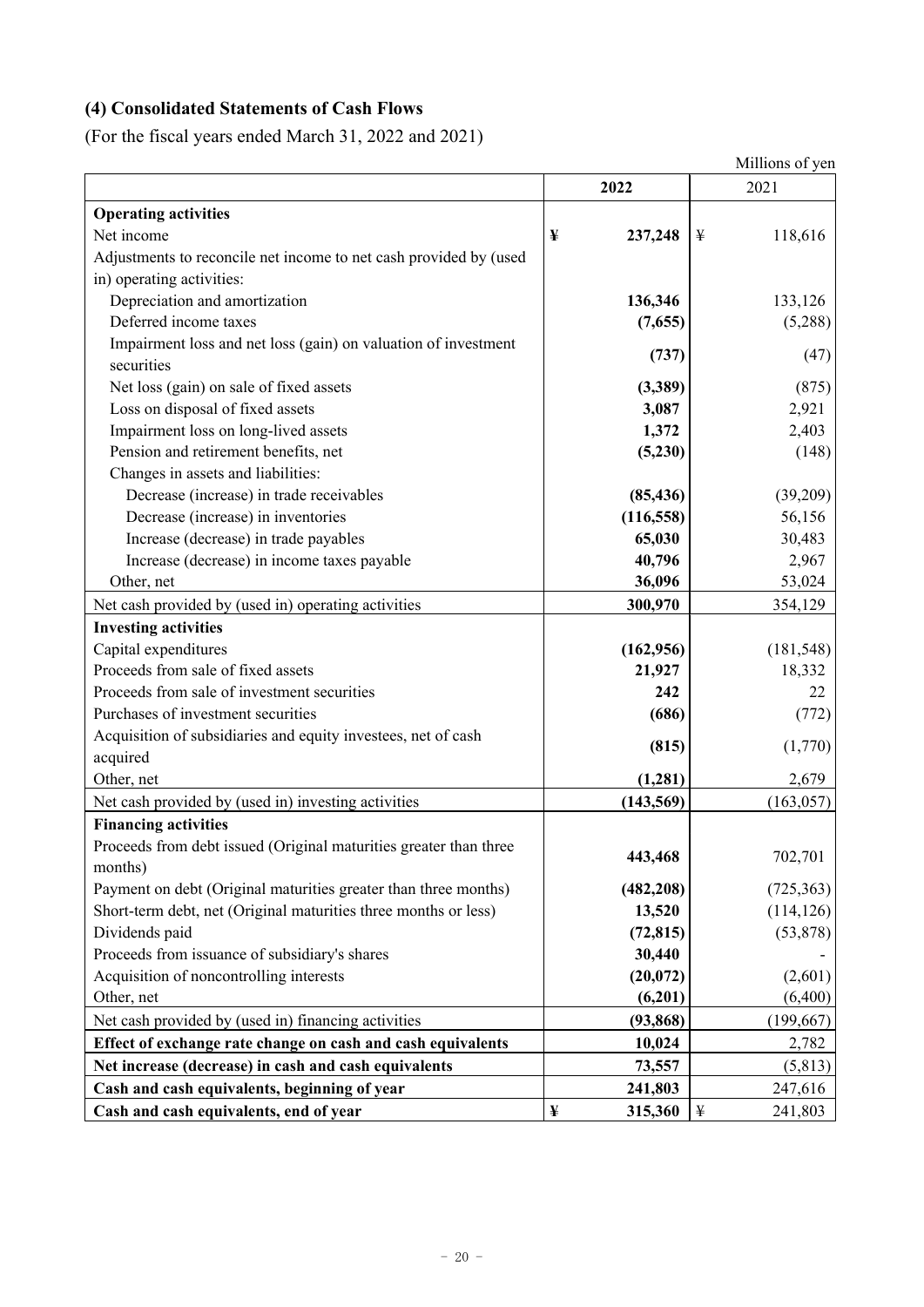## (4) Consolidated Statements of Cash Flows

(For the fiscal years ended March 31, 2022 and 2021)

Millions of yen

| | **2022** | 2021 |
|---|---|---|
| **Operating activities** | | |
| Net income | **¥ 237,248** | ¥ 118,616 |
| Adjustments to reconcile net income to net cash provided by (used in) operating activities: | | |
| Depreciation and amortization | **136,346** | 133,126 |
| Deferred income taxes | **(7,655)** | (5,288) |
| Impairment loss and net loss (gain) on valuation of investment securities | **(737)** | (47) |
| Net loss (gain) on sale of fixed assets | **(3,389)** | (875) |
| Loss on disposal of fixed assets | **3,087** | 2,921 |
| Impairment loss on long-lived assets | **1,372** | 2,403 |
| Pension and retirement benefits, net | **(5,230)** | (148) |
| Changes in assets and liabilities: | | |
| Decrease (increase) in trade receivables | **(85,436)** | (39,209) |
| Decrease (increase) in inventories | **(116,558)** | 56,156 |
| Increase (decrease) in trade payables | **65,030** | 30,483 |
| Increase (decrease) in income taxes payable | **40,796** | 2,967 |
| Other, net | **36,096** | 53,024 |
| Net cash provided by (used in) operating activities | **300,970** | 354,129 |
| **Investing activities** | | |
| Capital expenditures | **(162,956)** | (181,548) |
| Proceeds from sale of fixed assets | **21,927** | 18,332 |
| Proceeds from sale of investment securities | **242** | 22 |
| Purchases of investment securities | **(686)** | (772) |
| Acquisition of subsidiaries and equity investees, net of cash acquired | **(815)** | (1,770) |
| Other, net | **(1,281)** | 2,679 |
| Net cash provided by (used in) investing activities | **(143,569)** | (163,057) |
| **Financing activities** | | |
| Proceeds from debt issued (Original maturities greater than three months) | **443,468** | 702,701 |
| Payment on debt (Original maturities greater than three months) | **(482,208)** | (725,363) |
| Short-term debt, net (Original maturities three months or less) | **13,520** | (114,126) |
| Dividends paid | **(72,815)** | (53,878) |
| Proceeds from issuance of subsidiary's shares | **30,440** | - |
| Acquisition of noncontrolling interests | **(20,072)** | (2,601) |
| Other, net | **(6,201)** | (6,400) |
| Net cash provided by (used in) financing activities | **(93,868)** | (199,667) |
| **Effect of exchange rate change on cash and cash equivalents** | **10,024** | 2,782 |
| **Net increase (decrease) in cash and cash equivalents** | **73,557** | (5,813) |
| **Cash and cash equivalents, beginning of year** | **241,803** | 247,616 |
| **Cash and cash equivalents, end of year** | **¥ 315,360** | ¥ 241,803 |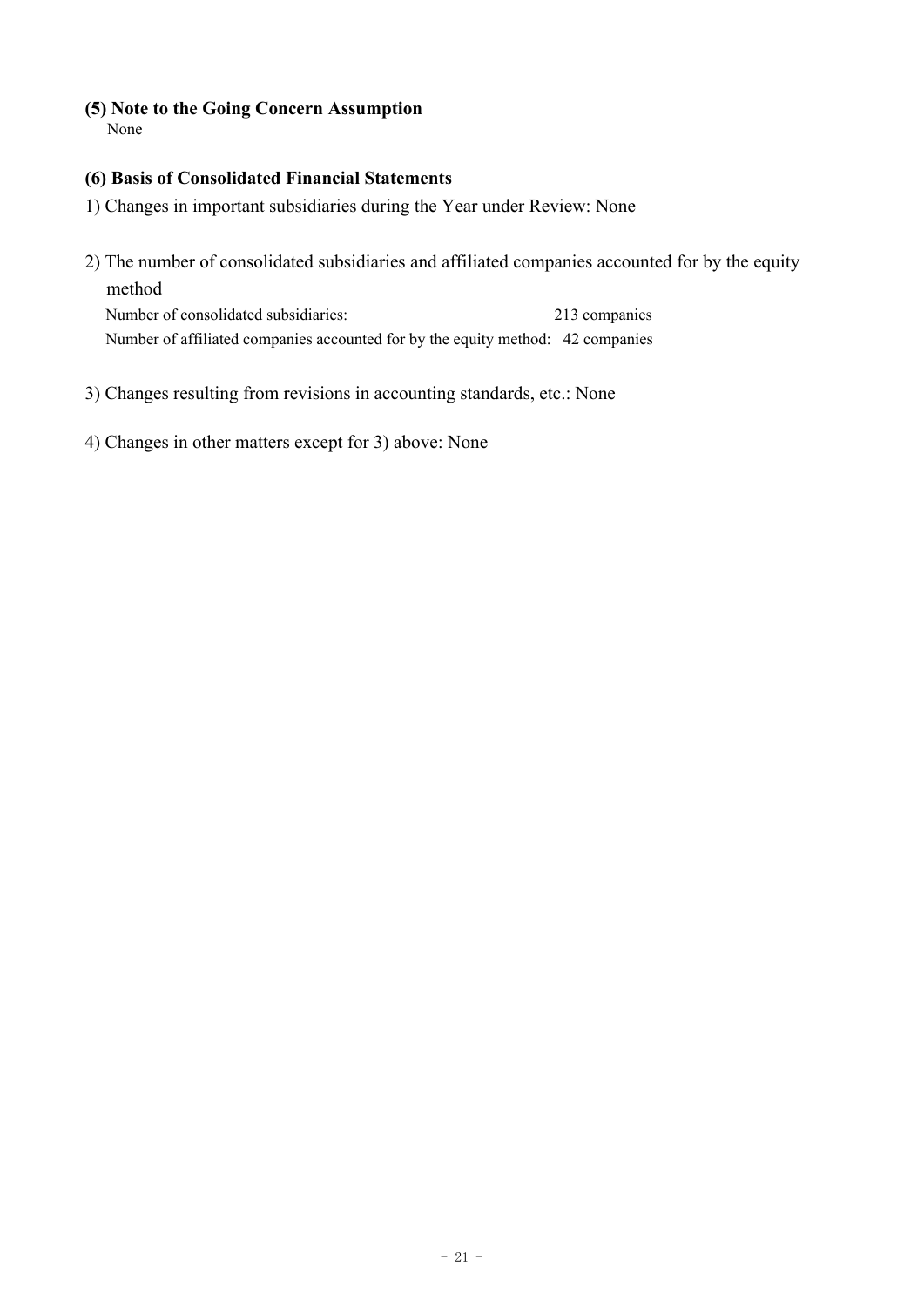### (5) Note to the Going Concern Assumption

None

### (6) Basis of Consolidated Financial Statements

1) Changes in important subsidiaries during the Year under Review: None

2) The number of consolidated subsidiaries and affiliated companies accounted for by the equity method

Number of consolidated subsidiaries: 213 companies

Number of affiliated companies accounted for by the equity method: 42 companies

3) Changes resulting from revisions in accounting standards, etc.: None

4) Changes in other matters except for 3) above: None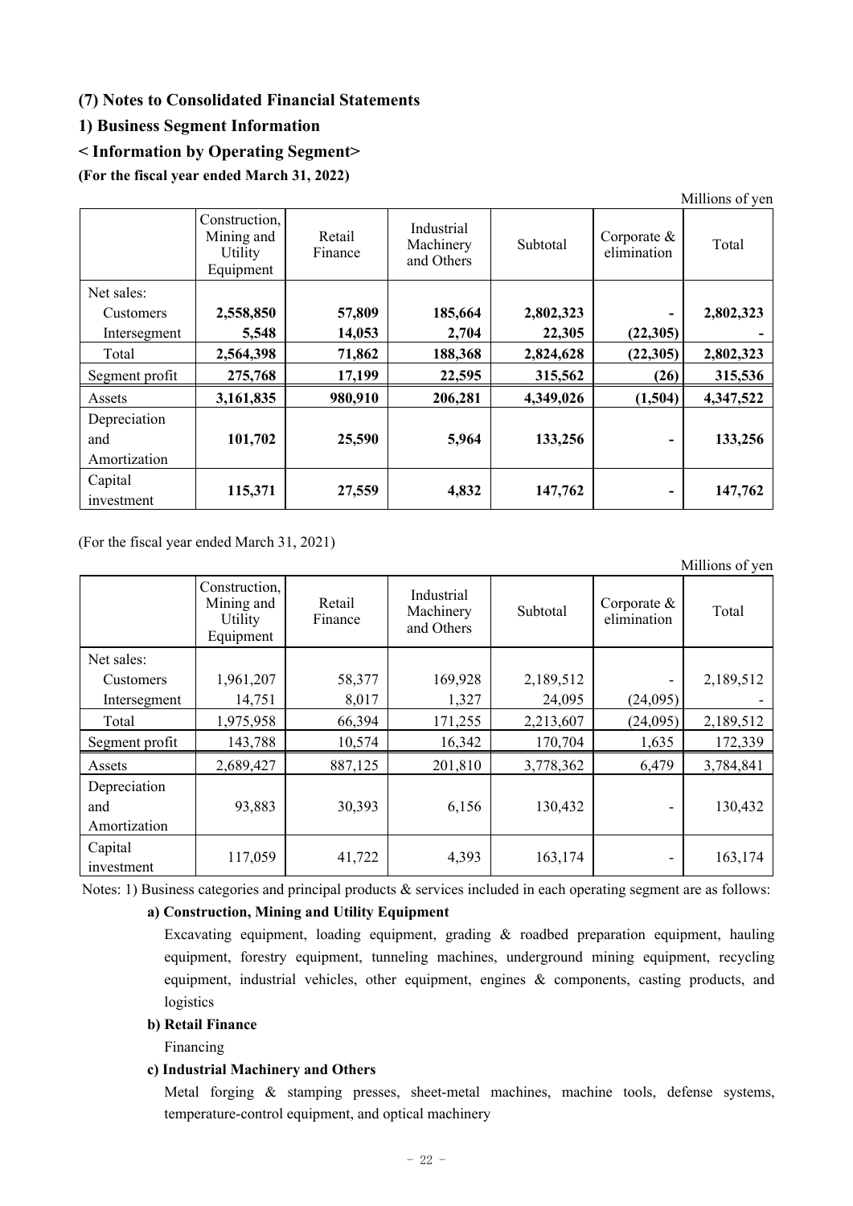## (7) Notes to Consolidated Financial Statements

### 1) Business Segment Information

### < Information by Operating Segment>

**(For the fiscal year ended March 31, 2022)**

Millions of yen

| | Construction, Mining and Utility Equipment | Retail Finance | Industrial Machinery and Others | Subtotal | Corporate & elimination | Total |
|---|---|---|---|---|---|---|
| Net sales: | | | | | | |
| Customers | **2,558,850** | **57,809** | **185,664** | **2,802,323** | **-** | **2,802,323** |
| Intersegment | **5,548** | **14,053** | **2,704** | **22,305** | **(22,305)** | **-** |
| Total | **2,564,398** | **71,862** | **188,368** | **2,824,628** | **(22,305)** | **2,802,323** |
| Segment profit | **275,768** | **17,199** | **22,595** | **315,562** | **(26)** | **315,536** |
| Assets | **3,161,835** | **980,910** | **206,281** | **4,349,026** | **(1,504)** | **4,347,522** |
| Depreciation and Amortization | **101,702** | **25,590** | **5,964** | **133,256** | **-** | **133,256** |
| Capital investment | **115,371** | **27,559** | **4,832** | **147,762** | **-** | **147,762** |

(For the fiscal year ended March 31, 2021)

Millions of yen

| | Construction, Mining and Utility Equipment | Retail Finance | Industrial Machinery and Others | Subtotal | Corporate & elimination | Total |
|---|---|---|---|---|---|---|
| Net sales: | | | | | | |
| Customers | 1,961,207 | 58,377 | 169,928 | 2,189,512 | - | 2,189,512 |
| Intersegment | 14,751 | 8,017 | 1,327 | 24,095 | (24,095) | - |
| Total | 1,975,958 | 66,394 | 171,255 | 2,213,607 | (24,095) | 2,189,512 |
| Segment profit | 143,788 | 10,574 | 16,342 | 170,704 | 1,635 | 172,339 |
| Assets | 2,689,427 | 887,125 | 201,810 | 3,778,362 | 6,479 | 3,784,841 |
| Depreciation and Amortization | 93,883 | 30,393 | 6,156 | 130,432 | - | 130,432 |
| Capital investment | 117,059 | 41,722 | 4,393 | 163,174 | - | 163,174 |

Notes: 1) Business categories and principal products & services included in each operating segment are as follows:

**a) Construction, Mining and Utility Equipment**

Excavating equipment, loading equipment, grading & roadbed preparation equipment, hauling equipment, forestry equipment, tunneling machines, underground mining equipment, recycling equipment, industrial vehicles, other equipment, engines & components, casting products, and logistics

**b) Retail Finance**

Financing

**c) Industrial Machinery and Others**

Metal forging & stamping presses, sheet-metal machines, machine tools, defense systems, temperature-control equipment, and optical machinery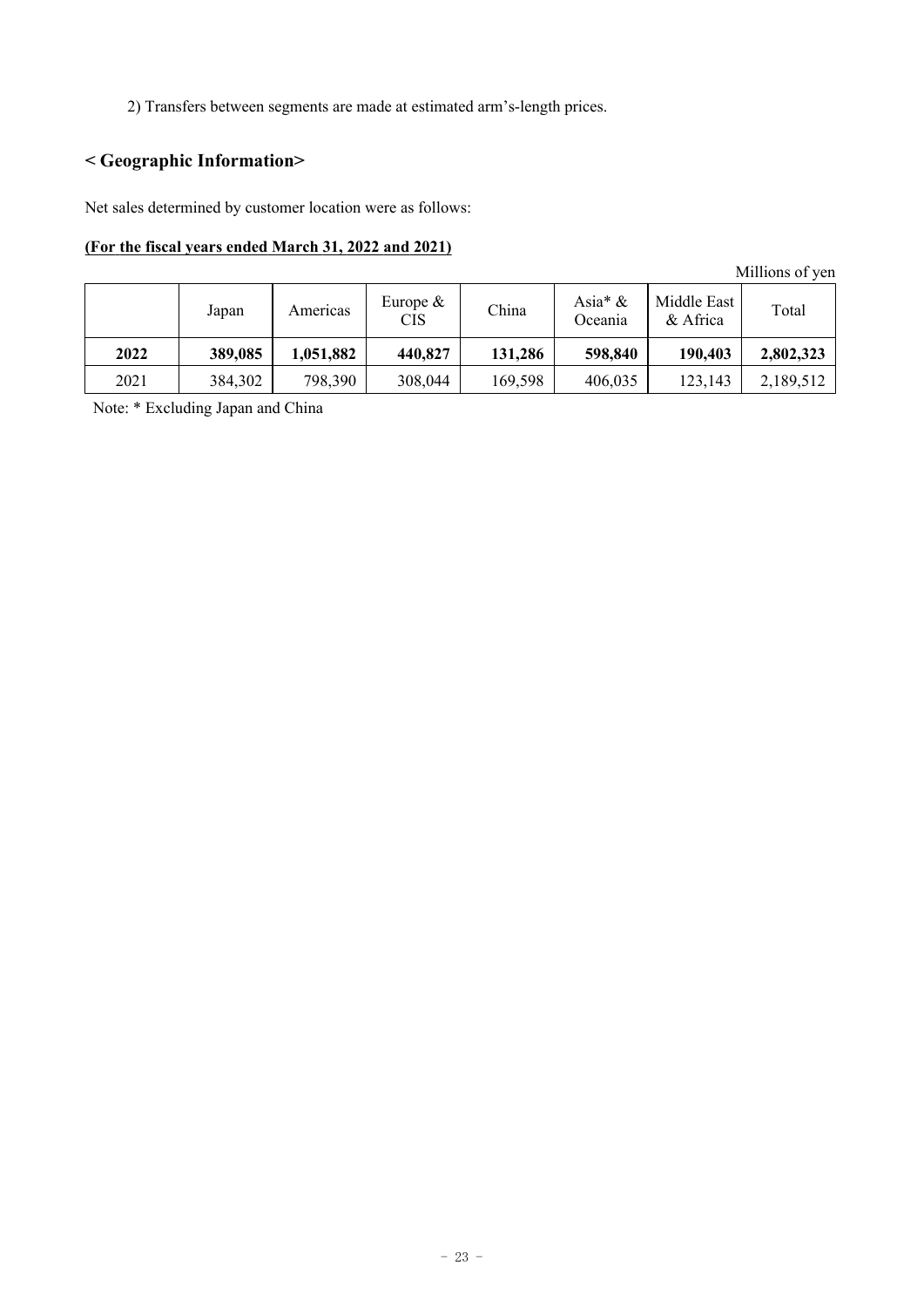2) Transfers between segments are made at estimated arm's-length prices.

## < Geographic Information>

Net sales determined by customer location were as follows:

**(For the fiscal years ended March 31, 2022 and 2021)**

Millions of yen

| | Japan | Americas | Europe & CIS | China | Asia* & Oceania | Middle East & Africa | Total |
|---|---|---|---|---|---|---|---|
| **2022** | **389,085** | **1,051,882** | **440,827** | **131,286** | **598,840** | **190,403** | **2,802,323** |
| 2021 | 384,302 | 798,390 | 308,044 | 169,598 | 406,035 | 123,143 | 2,189,512 |

Note: * Excluding Japan and China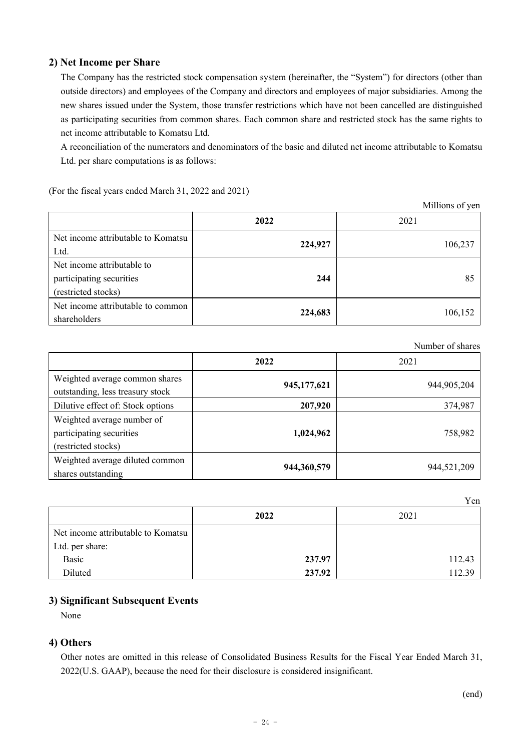## 2) Net Income per Share

The Company has the restricted stock compensation system (hereinafter, the "System") for directors (other than outside directors) and employees of the Company and directors and employees of major subsidiaries. Among the new shares issued under the System, those transfer restrictions which have not been cancelled are distinguished as participating securities from common shares. Each common share and restricted stock has the same rights to net income attributable to Komatsu Ltd.

A reconciliation of the numerators and denominators of the basic and diluted net income attributable to Komatsu Ltd. per share computations is as follows:

(For the fiscal years ended March 31, 2022 and 2021)

Millions of yen

| | **2022** | 2021 |
|---|---|---|
| Net income attributable to Komatsu Ltd. | **224,927** | 106,237 |
| Net income attributable to participating securities (restricted stocks) | **244** | 85 |
| Net income attributable to common shareholders | **224,683** | 106,152 |

Number of shares

| | **2022** | 2021 |
|---|---|---|
| Weighted average common shares outstanding, less treasury stock | **945,177,621** | 944,905,204 |
| Dilutive effect of: Stock options | **207,920** | 374,987 |
| Weighted average number of participating securities (restricted stocks) | **1,024,962** | 758,982 |
| Weighted average diluted common shares outstanding | **944,360,579** | 944,521,209 |

Yen

| | **2022** | 2021 |
|---|---|---|
| Net income attributable to Komatsu Ltd. per share: | | |
| Basic | **237.97** | 112.43 |
| Diluted | **237.92** | 112.39 |

## 3) Significant Subsequent Events

None

## 4) Others

Other notes are omitted in this release of Consolidated Business Results for the Fiscal Year Ended March 31, 2022(U.S. GAAP), because the need for their disclosure is considered insignificant.

(end)